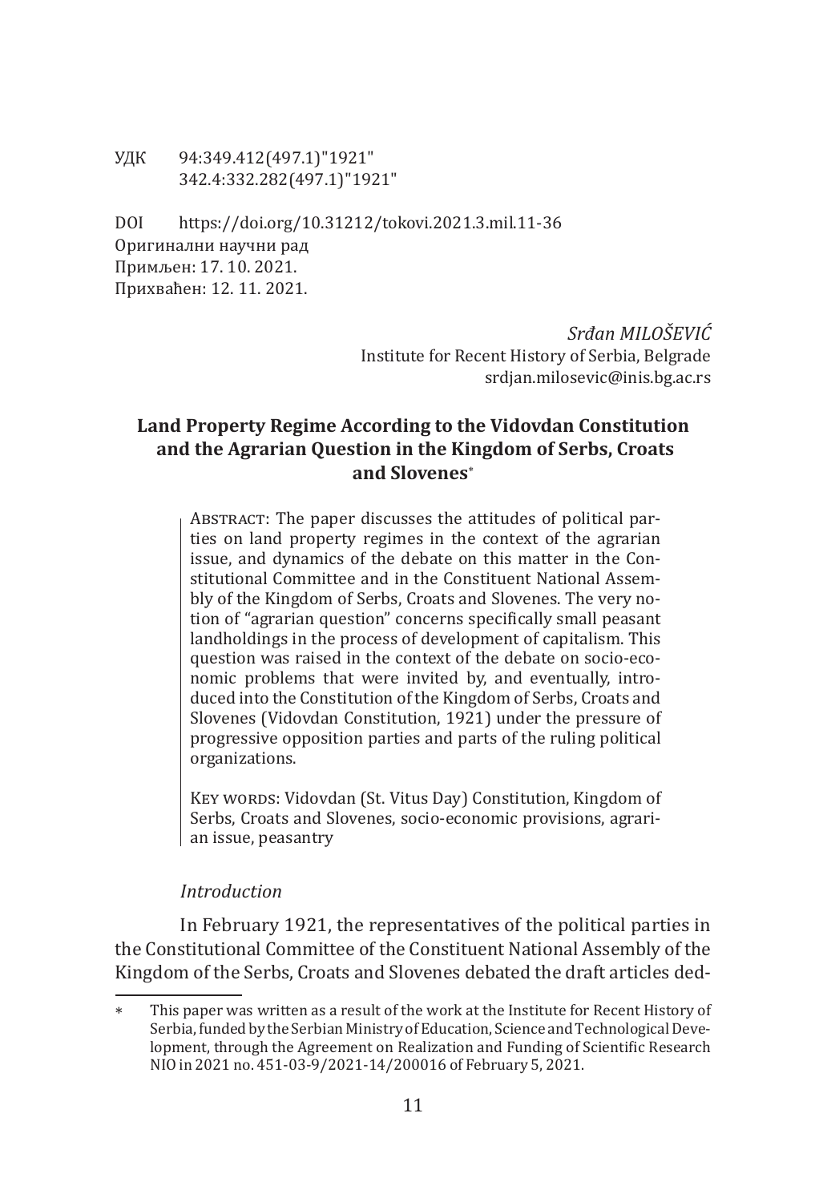УДК 94:349.412(497.1)"1921"
342.4:332.282(497.1)"1921"

DOI https://doi.org/10.31212/tokovi.2021.3.mil.11-36
Оригинални научни рад
Примљен: 17. 10. 2021.
Прихваћен: 12. 11. 2021.

*Srđan MILOŠEVIĆ*
Institute for Recent History of Serbia, Belgrade
srdjan.milosevic@inis.bg.ac.rs

# Land Property Regime According to the Vidovdan Constitution and the Agrarian Question in the Kingdom of Serbs, Croats and Slovenes*

Abstract: The paper discusses the attitudes of political parties on land property regimes in the context of the agrarian issue, and dynamics of the debate on this matter in the Constitutional Committee and in the Constituent National Assembly of the Kingdom of Serbs, Croats and Slovenes. The very notion of "agrarian question" concerns specifically small peasant landholdings in the process of development of capitalism. This question was raised in the context of the debate on socio-economic problems that were invited by, and eventually, introduced into the Constitution of the Kingdom of Serbs, Croats and Slovenes (Vidovdan Constitution, 1921) under the pressure of progressive opposition parties and parts of the ruling political organizations.

Key words: Vidovdan (St. Vitus Day) Constitution, Kingdom of Serbs, Croats and Slovenes, socio-economic provisions, agrarian issue, peasantry

## *Introduction*

In February 1921, the representatives of the political parties in the Constitutional Committee of the Constituent National Assembly of the Kingdom of the Serbs, Croats and Slovenes debated the draft articles ded-

---

* This paper was written as a result of the work at the Institute for Recent History of Serbia, funded by the Serbian Ministry of Education, Science and Technological Development, through the Agreement on Realization and Funding of Scientific Research NIO in 2021 no. 451-03-9/2021-14/200016 of February 5, 2021.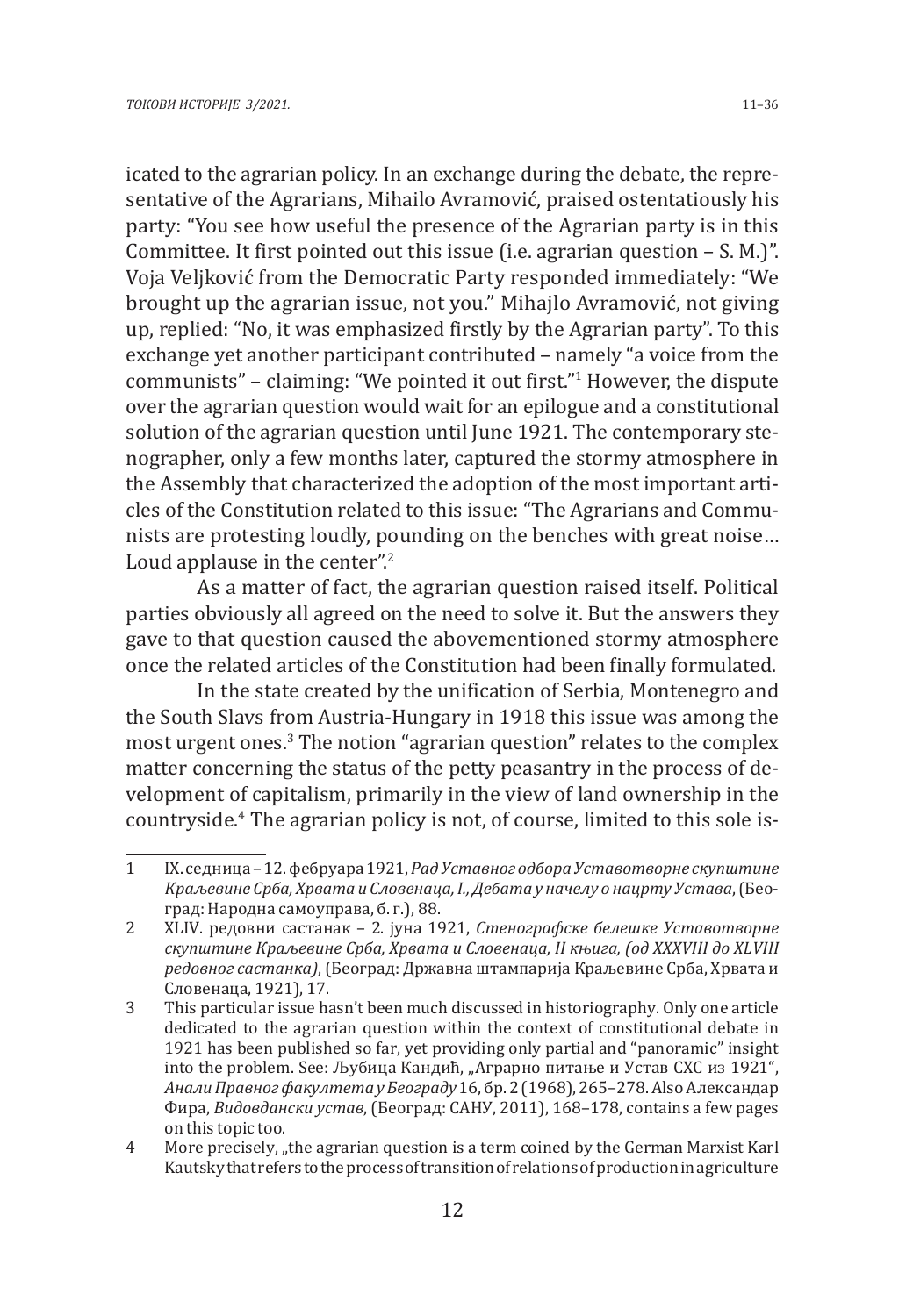icated to the agrarian policy. In an exchange during the debate, the representative of the Agrarians, Mihailo Avramović, praised ostentatiously his party: "You see how useful the presence of the Agrarian party is in this Committee. It first pointed out this issue (i.e. agrarian question – S. M.)". Voja Veljković from the Democratic Party responded immediately: "We brought up the agrarian issue, not you." Mihajlo Avramović, not giving up, replied: "No, it was emphasized firstly by the Agrarian party". To this exchange yet another participant contributed – namely "a voice from the communists" – claiming: "We pointed it out first."[1] However, the dispute over the agrarian question would wait for an epilogue and a constitutional solution of the agrarian question until June 1921. The contemporary stenographer, only a few months later, captured the stormy atmosphere in the Assembly that characterized the adoption of the most important articles of the Constitution related to this issue: "The Agrarians and Communists are protesting loudly, pounding on the benches with great noise… Loud applause in the center".[2]

As a matter of fact, the agrarian question raised itself. Political parties obviously all agreed on the need to solve it. But the answers they gave to that question caused the abovementioned stormy atmosphere once the related articles of the Constitution had been finally formulated.

In the state created by the unification of Serbia, Montenegro and the South Slavs from Austria-Hungary in 1918 this issue was among the most urgent ones.[3] The notion "agrarian question" relates to the complex matter concerning the status of the petty peasantry in the process of development of capitalism, primarily in the view of land ownership in the countryside.[4] The agrarian policy is not, of course, limited to this sole is-

---

1 IX. седница – 12. фебруара 1921, *Рад Уставног одбора Уставотворне скупштине Краљевине Срба, Хрвата и Словенаца, I., Дебата у начелу о нацрту Устава*, (Београд: Народна самоуправа, б. г.), 88.

2 XLIV. редовни састанак – 2. јуна 1921, *Стенографске белешке Уставотворне скупштине Краљевине Срба, Хрвата и Словенаца, II књига, (од XXXVIII до XLVIII редовног састанка)*, (Београд: Државна штампарија Краљевине Срба, Хрвата и Словенаца, 1921), 17.

3 This particular issue hasn't been much discussed in historiography. Only one article dedicated to the agrarian question within the context of constitutional debate in 1921 has been published so far, yet providing only partial and "panoramic" insight into the problem. See: Љубица Кандић, „Аграрно питање и Устав СХС из 1921", *Анали Правног факултета у Београду* 16, бр. 2 (1968), 265–278. Also Александар Фира, *Видовдански устав*, (Београд: САНУ, 2011), 168–178, contains a few pages on this topic too.

4 More precisely, „the agrarian question is a term coined by the German Marxist Karl Kautsky that refers to the process of transition of relations of production in agriculture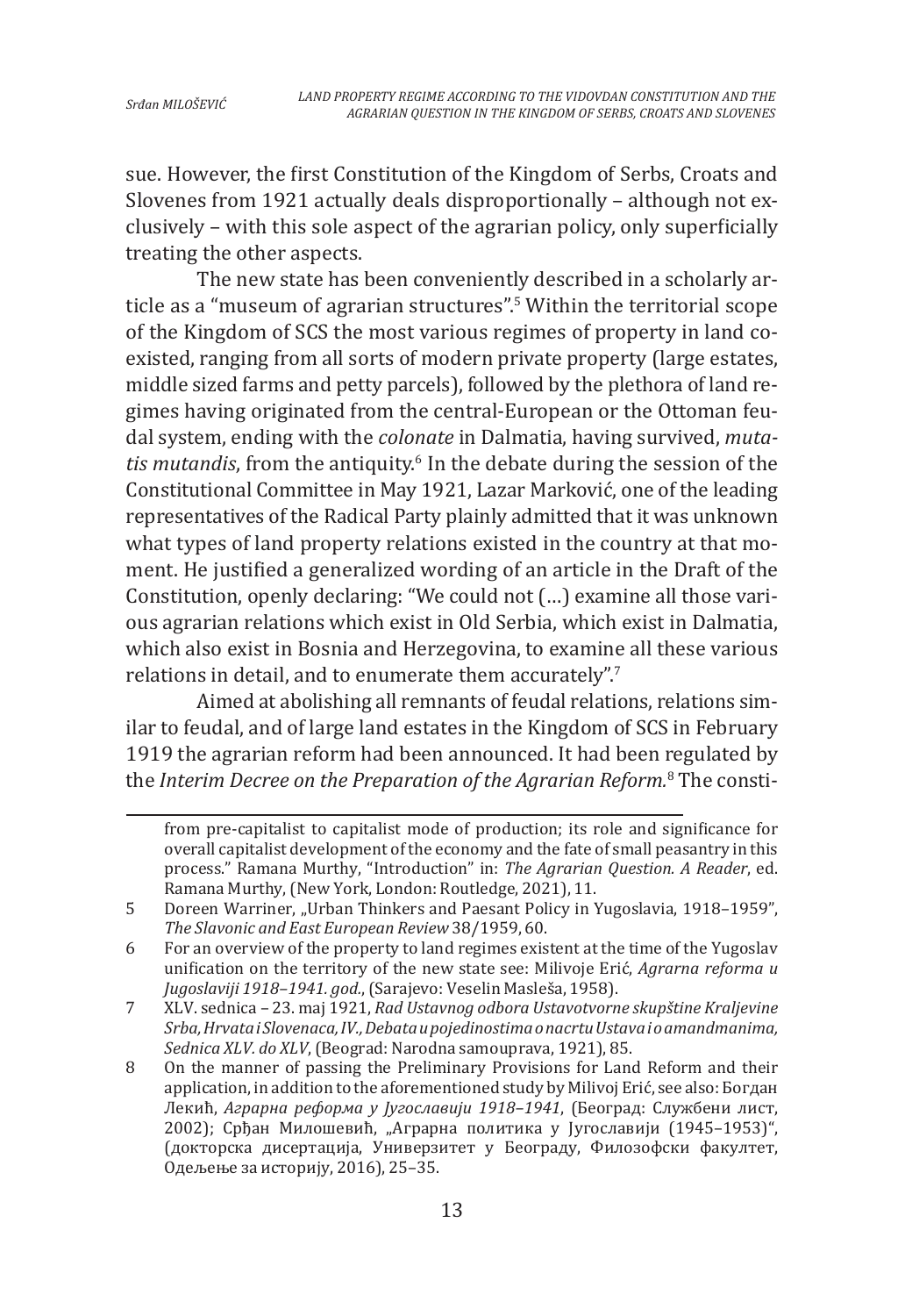sue. However, the first Constitution of the Kingdom of Serbs, Croats and Slovenes from 1921 actually deals disproportionally – although not exclusively – with this sole aspect of the agrarian policy, only superficially treating the other aspects.

The new state has been conveniently described in a scholarly article as a "museum of agrarian structures".[5] Within the territorial scope of the Kingdom of SCS the most various regimes of property in land coexisted, ranging from all sorts of modern private property (large estates, middle sized farms and petty parcels), followed by the plethora of land regimes having originated from the central-European or the Ottoman feudal system, ending with the *colonate* in Dalmatia, having survived, *mutatis mutandis*, from the antiquity.[6] In the debate during the session of the Constitutional Committee in May 1921, Lazar Marković, one of the leading representatives of the Radical Party plainly admitted that it was unknown what types of land property relations existed in the country at that moment. He justified a generalized wording of an article in the Draft of the Constitution, openly declaring: "We could not (…) examine all those various agrarian relations which exist in Old Serbia, which exist in Dalmatia, which also exist in Bosnia and Herzegovina, to examine all these various relations in detail, and to enumerate them accurately".[7]

Aimed at abolishing all remnants of feudal relations, relations similar to feudal, and of large land estates in the Kingdom of SCS in February 1919 the agrarian reform had been announced. It had been regulated by the *Interim Decree on the Preparation of the Agrarian Reform.*[8] The consti-

---

from pre-capitalist to capitalist mode of production; its role and significance for overall capitalist development of the economy and the fate of small peasantry in this process." Ramana Murthy, "Introduction" in: *The Agrarian Question. A Reader*, ed. Ramana Murthy, (New York, London: Routledge, 2021), 11.

5 Doreen Warriner, „Urban Thinkers and Paesant Policy in Yugoslavia, 1918–1959", *The Slavonic and East European Review* 38/1959, 60.

6 For an overview of the property to land regimes existent at the time of the Yugoslav unification on the territory of the new state see: Milivoje Erić, *Agrarna reforma u Jugoslaviji 1918–1941. god.*, (Sarajevo: Veselin Masleša, 1958).

7 XLV. sednica – 23. maj 1921, *Rad Ustavnog odbora Ustavotvorne skupštine Kraljevine Srba, Hrvata i Slovenaca, IV., Debata u pojedinostima o nacrtu Ustava i o amandmanima, Sednica XLV. do XLV*, (Beograd: Narodna samouprava, 1921), 85.

8 On the manner of passing the Preliminary Provisions for Land Reform and their application, in addition to the aforementioned study by Milivoj Erić, see also: Богдан Лекић, *Аграрна реформа у Југославији 1918–1941*, (Београд: Службени лист, 2002); Срђан Милошевић, „Аграрна политика у Југославији (1945–1953)", (докторска дисертација, Универзитет у Београду, Филозофски факултет, Одељење за историју, 2016), 25–35.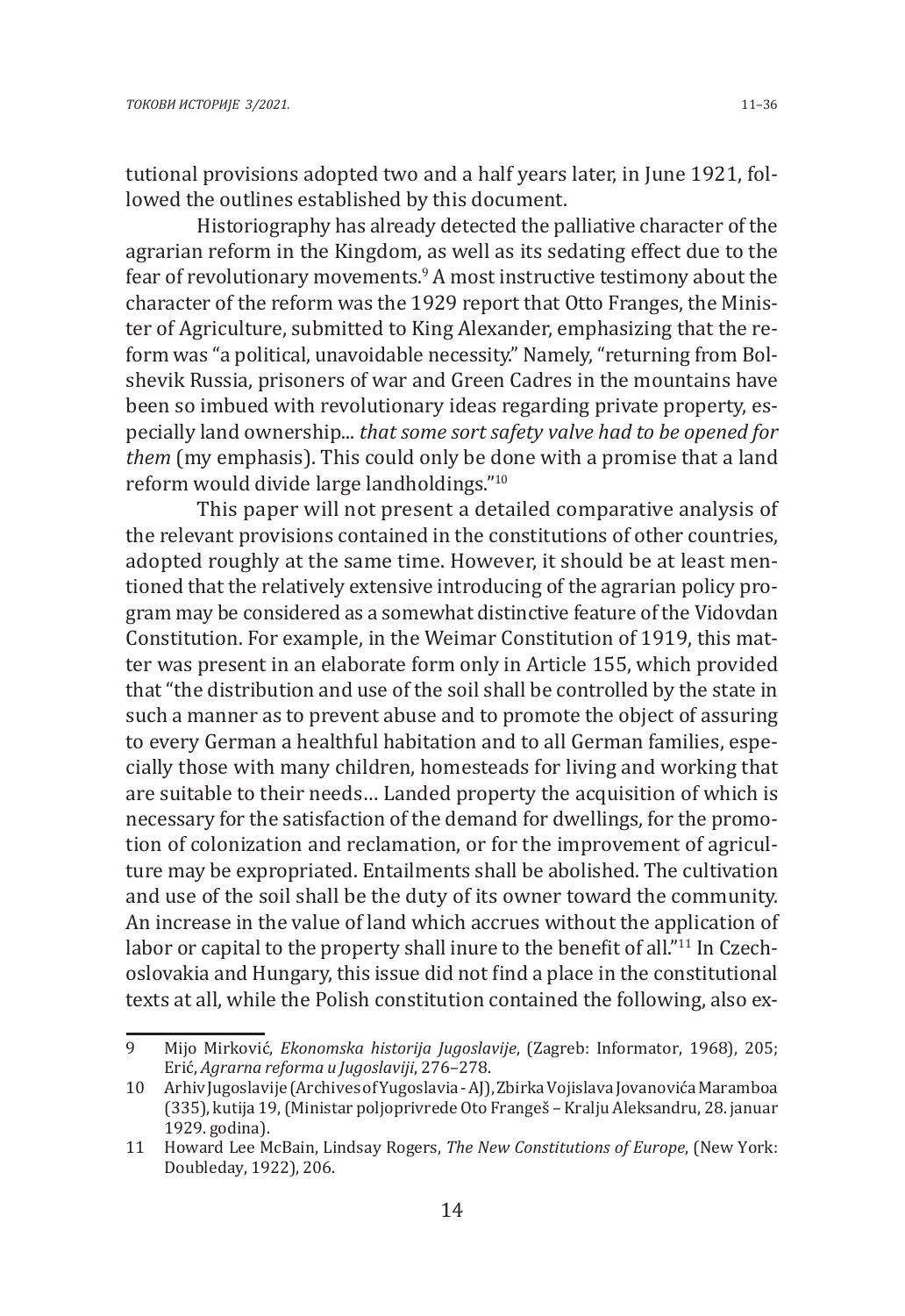tutional provisions adopted two and a half years later, in June 1921, followed the outlines established by this document.

Historiography has already detected the palliative character of the agrarian reform in the Kingdom, as well as its sedating effect due to the fear of revolutionary movements.[9] A most instructive testimony about the character of the reform was the 1929 report that Otto Franges, the Minister of Agriculture, submitted to King Alexander, emphasizing that the reform was "a political, unavoidable necessity." Namely, "returning from Bolshevik Russia, prisoners of war and Green Cadres in the mountains have been so imbued with revolutionary ideas regarding private property, especially land ownership... *that some sort safety valve had to be opened for them* (my emphasis). This could only be done with a promise that a land reform would divide large landholdings."[10]

This paper will not present a detailed comparative analysis of the relevant provisions contained in the constitutions of other countries, adopted roughly at the same time. However, it should be at least mentioned that the relatively extensive introducing of the agrarian policy program may be considered as a somewhat distinctive feature of the Vidovdan Constitution. For example, in the Weimar Constitution of 1919, this matter was present in an elaborate form only in Article 155, which provided that "the distribution and use of the soil shall be controlled by the state in such a manner as to prevent abuse and to promote the object of assuring to every German a healthful habitation and to all German families, especially those with many children, homesteads for living and working that are suitable to their needs… Landed property the acquisition of which is necessary for the satisfaction of the demand for dwellings, for the promotion of colonization and reclamation, or for the improvement of agriculture may be expropriated. Entailments shall be abolished. The cultivation and use of the soil shall be the duty of its owner toward the community. An increase in the value of land which accrues without the application of labor or capital to the property shall inure to the benefit of all."[11] In Czechoslovakia and Hungary, this issue did not find a place in the constitutional texts at all, while the Polish constitution contained the following, also ex-

---

9 Mijo Mirković, *Ekonomska historija Jugoslavije*, (Zagreb: Informator, 1968), 205; Erić, *Agrarna reforma u Jugoslaviji*, 276–278.

10 Arhiv Jugoslavije (Archives of Yugoslavia - AJ), Zbirka Vojislava Jovanovića Maramboa (335), kutija 19, (Ministar poljoprivrede Oto Frangeš – Kralju Aleksandru, 28. januar 1929. godina).

11 Howard Lee McBain, Lindsay Rogers, *The New Constitutions of Europe*, (New York: Doubleday, 1922), 206.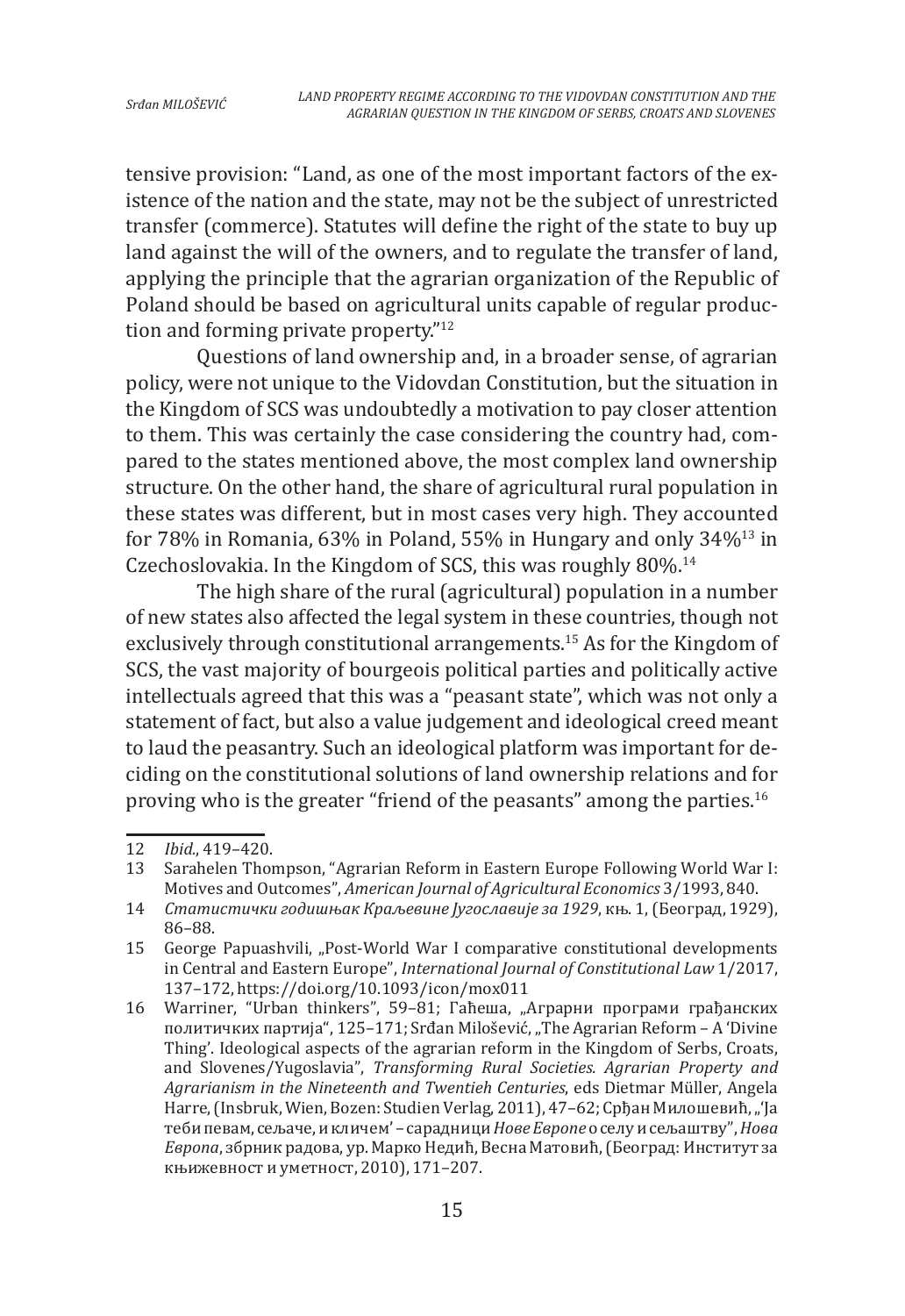tensive provision: "Land, as one of the most important factors of the existence of the nation and the state, may not be the subject of unrestricted transfer (commerce). Statutes will define the right of the state to buy up land against the will of the owners, and to regulate the transfer of land, applying the principle that the agrarian organization of the Republic of Poland should be based on agricultural units capable of regular production and forming private property."[12]

Questions of land ownership and, in a broader sense, of agrarian policy, were not unique to the Vidovdan Constitution, but the situation in the Kingdom of SCS was undoubtedly a motivation to pay closer attention to them. This was certainly the case considering the country had, compared to the states mentioned above, the most complex land ownership structure. On the other hand, the share of agricultural rural population in these states was different, but in most cases very high. They accounted for 78% in Romania, 63% in Poland, 55% in Hungary and only 34%[13] in Czechoslovakia. In the Kingdom of SCS, this was roughly 80%.[14]

The high share of the rural (agricultural) population in a number of new states also affected the legal system in these countries, though not exclusively through constitutional arrangements.[15] As for the Kingdom of SCS, the vast majority of bourgeois political parties and politically active intellectuals agreed that this was a "peasant state", which was not only a statement of fact, but also a value judgement and ideological creed meant to laud the peasantry. Such an ideological platform was important for deciding on the constitutional solutions of land ownership relations and for proving who is the greater "friend of the peasants" among the parties.[16]

---

12 *Ibid.*, 419–420.

13 Sarahelen Thompson, "Agrarian Reform in Eastern Europe Following World War I: Motives and Outcomes", *American Journal of Agricultural Economics* 3/1993, 840.

14 *Статистички годишњак Краљевине Југославије за 1929*, књ. 1, (Београд, 1929), 86–88.

15 George Papuashvili, „Post-World War I comparative constitutional developments in Central and Eastern Europe", *International Journal of Constitutional Law* 1/2017, 137–172, https://doi.org/10.1093/icon/mox011

16 Warriner, "Urban thinkers", 59–81; Гаћеша, „Аграрни програми грађанских политичких партија", 125–171; Srđan Milošević, „The Agrarian Reform – A 'Divine Thing'. Ideological aspects of the agrarian reform in the Kingdom of Serbs, Croats, and Slovenes/Yugoslavia", *Transforming Rural Societies. Agrarian Property and Agrarianism in the Nineteenth and Twentieh Centuries*, eds Dietmar Müller, Angela Harre, (Insbruk, Wien, Bozen: Studien Verlag, 2011), 47–62; Срђан Милошевић, „'Ја теби певам, сељаче, и кличем' – сарадници *Нове Европе* о селу и сељаштву", *Нова Европа*, збрник радова, ур. Марко Недић, Весна Матовић, (Београд: Институт за књижевност и уметност, 2010), 171–207.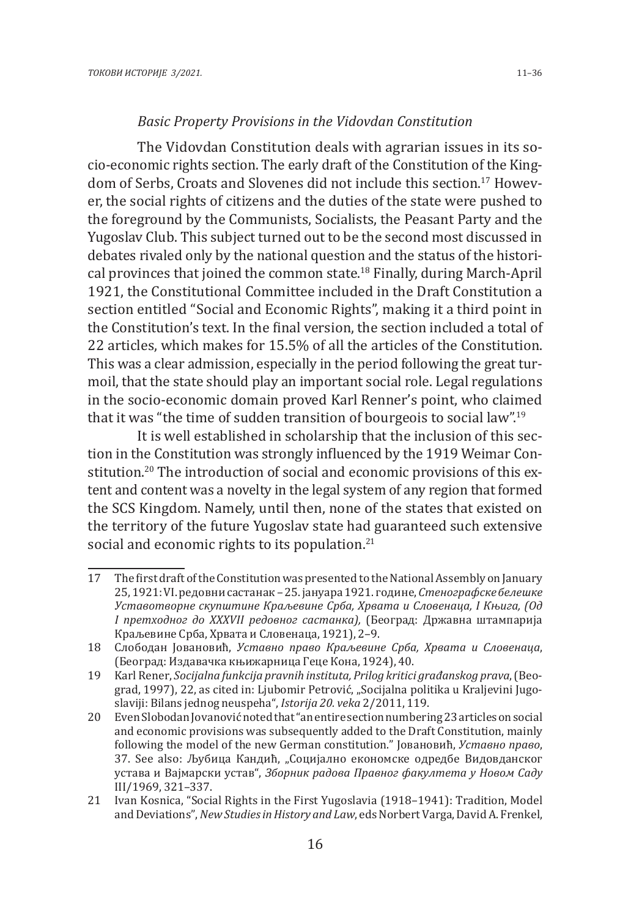### *Basic Property Provisions in the Vidovdan Constitution*

The Vidovdan Constitution deals with agrarian issues in its socio-economic rights section. The early draft of the Constitution of the Kingdom of Serbs, Croats and Slovenes did not include this section.[17] However, the social rights of citizens and the duties of the state were pushed to the foreground by the Communists, Socialists, the Peasant Party and the Yugoslav Club. This subject turned out to be the second most discussed in debates rivaled only by the national question and the status of the historical provinces that joined the common state.[18] Finally, during March-April 1921, the Constitutional Committee included in the Draft Constitution a section entitled "Social and Economic Rights", making it a third point in the Constitution's text. In the final version, the section included a total of 22 articles, which makes for 15.5% of all the articles of the Constitution. This was a clear admission, especially in the period following the great turmoil, that the state should play an important social role. Legal regulations in the socio-economic domain proved Karl Renner's point, who claimed that it was "the time of sudden transition of bourgeois to social law".[19]

It is well established in scholarship that the inclusion of this section in the Constitution was strongly influenced by the 1919 Weimar Constitution.[20] The introduction of social and economic provisions of this extent and content was a novelty in the legal system of any region that formed the SCS Kingdom. Namely, until then, none of the states that existed on the territory of the future Yugoslav state had guaranteed such extensive social and economic rights to its population.[21]

---

17 The first draft of the Constitution was presented to the National Assembly on January 25, 1921: VI. редовни састанак – 25. јануара 1921. године, *Стенографске белешке Уставотворне скупштине Краљевине Срба, Хрвата и Словенаца, I Књига, (Од I претходног до XXXVII редовног састанка),* (Београд: Државна штампарија Краљевине Срба, Хрвата и Словенаца, 1921), 2–9.

18 Слободан Јовановић, *Уставно право Краљевине Срба, Хрвата и Словенаца*, (Београд: Издавачка књижарница Геце Кона, 1924), 40.

19 Karl Rener, *Socijalna funkcija pravnih instituta, Prilog kritici građanskog prava*, (Beograd, 1997), 22, as cited in: Ljubomir Petrović, „Socijalna politika u Kraljevini Jugoslaviji: Bilans jednog neuspeha", *Istorija 20. veka* 2/2011, 119.

20 Even Slobodan Jovanović noted that "an entire section numbering 23 articles on social and economic provisions was subsequently added to the Draft Constitution, mainly following the model of the new German constitution." Јовановић, *Уставно право*, 37. See also: Љубица Кандић, „Социјално економске одредбе Видовданског устава и Вајмарски устав", *Зборник радова Правног факултета у Новом Саду* III/1969, 321–337.

21 Ivan Kosnica, "Social Rights in the First Yugoslavia (1918–1941): Tradition, Model and Deviations", *New Studies in History and Law*, eds Norbert Varga, David A. Frenkel,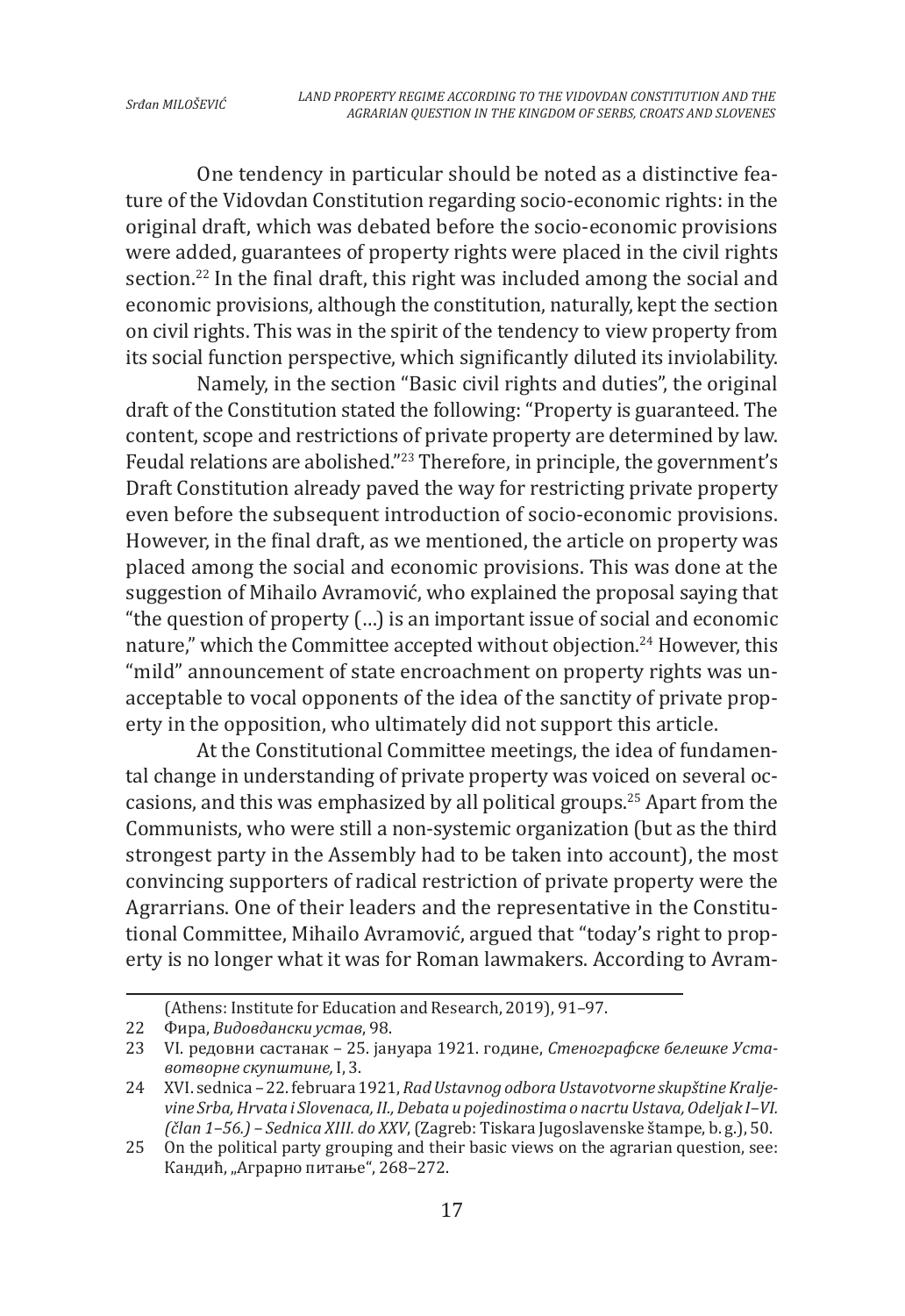One tendency in particular should be noted as a distinctive feature of the Vidovdan Constitution regarding socio-economic rights: in the original draft, which was debated before the socio-economic provisions were added, guarantees of property rights were placed in the civil rights section.[22] In the final draft, this right was included among the social and economic provisions, although the constitution, naturally, kept the section on civil rights. This was in the spirit of the tendency to view property from its social function perspective, which significantly diluted its inviolability.

Namely, in the section "Basic civil rights and duties", the original draft of the Constitution stated the following: "Property is guaranteed. The content, scope and restrictions of private property are determined by law. Feudal relations are abolished."[23] Therefore, in principle, the government's Draft Constitution already paved the way for restricting private property even before the subsequent introduction of socio-economic provisions. However, in the final draft, as we mentioned, the article on property was placed among the social and economic provisions. This was done at the suggestion of Mihailo Avramović, who explained the proposal saying that "the question of property (...) is an important issue of social and economic nature," which the Committee accepted without objection.[24] However, this "mild" announcement of state encroachment on property rights was unacceptable to vocal opponents of the idea of the sanctity of private property in the opposition, who ultimately did not support this article.

At the Constitutional Committee meetings, the idea of fundamental change in understanding of private property was voiced on several occasions, and this was emphasized by all political groups.[25] Apart from the Communists, who were still a non-systemic organization (but as the third strongest party in the Assembly had to be taken into account), the most convincing supporters of radical restriction of private property were the Agrarrians. One of their leaders and the representative in the Constitutional Committee, Mihailo Avramović, argued that "today's right to property is no longer what it was for Roman lawmakers. According to Avram-

---

(Athens: Institute for Education and Research, 2019), 91–97.

22 Фира, *Видовдански устав*, 98.

23 VI. редовни састанак – 25. јануара 1921. године, *Стенографске белешке Уставотворне скупштине,* I, 3.

24 XVI. sednica – 22. februara 1921, *Rad Ustavnog odbora Ustavotvorne skupštine Kraljevine Srba, Hrvata i Slovenaca, II., Debata u pojedinostima o nacrtu Ustava, Odeljak I–VI. (član 1–56.) – Sednica XIII. do XXV*, (Zagreb: Tiskara Jugoslavenske štampe, b. g.), 50.

25 On the political party grouping and their basic views on the agrarian question, see: Кандић, „Аграрно питање", 268–272.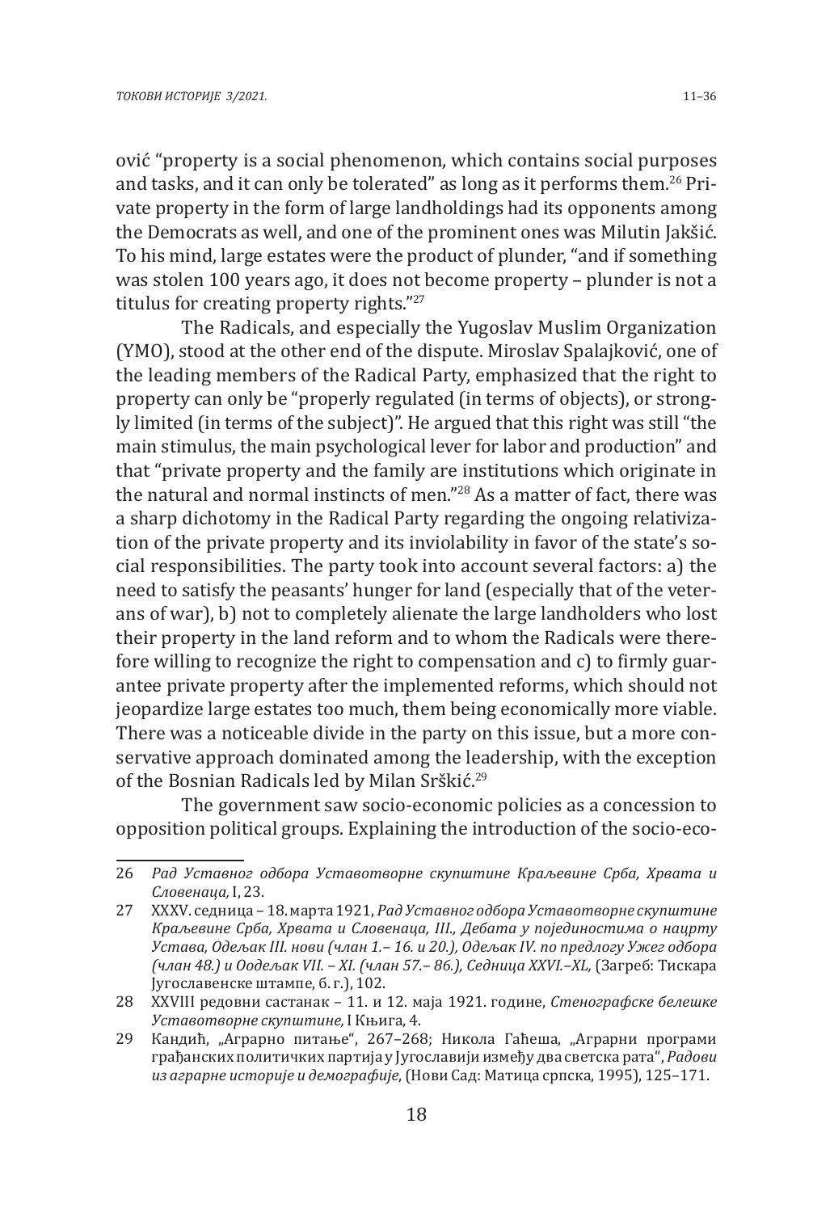ović “property is a social phenomenon, which contains social purposes and tasks, and it can only be tolerated” as long as it performs them.[26] Private property in the form of large landholdings had its opponents among the Democrats as well, and one of the prominent ones was Milutin Jakšić. To his mind, large estates were the product of plunder, “and if something was stolen 100 years ago, it does not become property – plunder is not a titulus for creating property rights.”[27]

The Radicals, and especially the Yugoslav Muslim Organization (YMO), stood at the other end of the dispute. Miroslav Spalajković, one of the leading members of the Radical Party, emphasized that the right to property can only be “properly regulated (in terms of objects), or strongly limited (in terms of the subject)”. He argued that this right was still “the main stimulus, the main psychological lever for labor and production” and that “private property and the family are institutions which originate in the natural and normal instincts of men.”[28] As a matter of fact, there was a sharp dichotomy in the Radical Party regarding the ongoing relativization of the private property and its inviolability in favor of the state’s social responsibilities. The party took into account several factors: a) the need to satisfy the peasants’ hunger for land (especially that of the veterans of war), b) not to completely alienate the large landholders who lost their property in the land reform and to whom the Radicals were therefore willing to recognize the right to compensation and c) to firmly guarantee private property after the implemented reforms, which should not jeopardize large estates too much, them being economically more viable. There was a noticeable divide in the party on this issue, but a more conservative approach dominated among the leadership, with the exception of the Bosnian Radicals led by Milan Srškić.[29]

The government saw socio-economic policies as a concession to opposition political groups. Explaining the introduction of the socio-eco-

---

26 *Рад Уставног одбора Уставотворне скупштине Краљевине Срба, Хрвата и Словенаца,* I, 23.

27 XXXV. седница – 18. марта 1921, *Рад Уставног одбора Уставотворне скупштине Краљевине Срба, Хрвата и Словенаца, III., Дебата у појединостима о нацрту Устава, Одељак III. нови (члан 1.– 16. и 20.), Одељак IV. по предлогу Ужег одбора (члан 48.) и Оодељак VII. – XI. (члан 57.– 86.), Седница XXVI.–XL,* (Загреб: Тискара Југославенске штампе, б. г.), 102.

28 XXVIII редовни састанак – 11. и 12. маја 1921. године, *Стенографске белешке Уставотворне скупштине,* I Књига, 4.

29 Кандић, „Аграрно питање“, 267–268; Никола Гаћеша, „Аграрни програми грађанских политичких партија у Југославији између два светска рата“, *Радови из аграрне историје и демографије*, (Нови Сад: Матица српска, 1995), 125–171.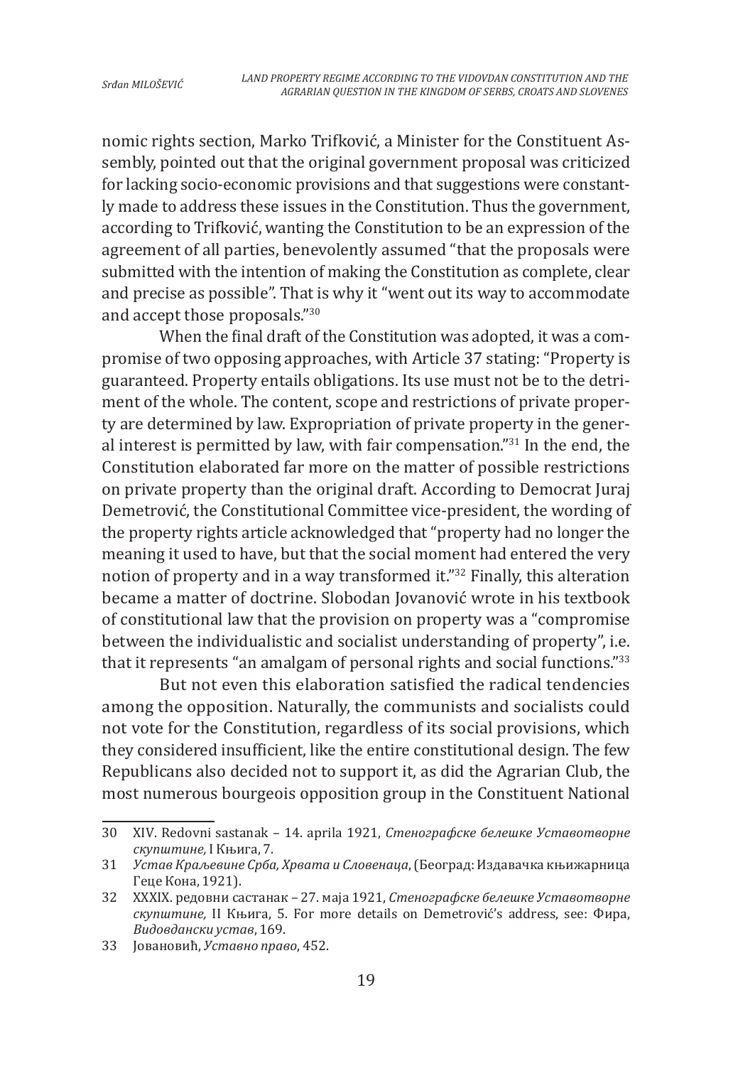nomic rights section, Marko Trifković, a Minister for the Constituent Assembly, pointed out that the original government proposal was criticized for lacking socio-economic provisions and that suggestions were constantly made to address these issues in the Constitution. Thus the government, according to Trifković, wanting the Constitution to be an expression of the agreement of all parties, benevolently assumed "that the proposals were submitted with the intention of making the Constitution as complete, clear and precise as possible". That is why it "went out its way to accommodate and accept those proposals."[30]

When the final draft of the Constitution was adopted, it was a compromise of two opposing approaches, with Article 37 stating: "Property is guaranteed. Property entails obligations. Its use must not be to the detriment of the whole. The content, scope and restrictions of private property are determined by law. Expropriation of private property in the general interest is permitted by law, with fair compensation."[31] In the end, the Constitution elaborated far more on the matter of possible restrictions on private property than the original draft. According to Democrat Juraj Demetrović, the Constitutional Committee vice-president, the wording of the property rights article acknowledged that "property had no longer the meaning it used to have, but that the social moment had entered the very notion of property and in a way transformed it."[32] Finally, this alteration became a matter of doctrine. Slobodan Jovanović wrote in his textbook of constitutional law that the provision on property was a "compromise between the individualistic and socialist understanding of property", i.e. that it represents "an amalgam of personal rights and social functions."[33]

But not even this elaboration satisfied the radical tendencies among the opposition. Naturally, the communists and socialists could not vote for the Constitution, regardless of its social provisions, which they considered insufficient, like the entire constitutional design. The few Republicans also decided not to support it, as did the Agrarian Club, the most numerous bourgeois opposition group in the Constituent National

---

30 XIV. Redovni sastanak – 14. aprila 1921, *Стенографске белешке Уставотворне скупштине,* I Књига, 7.

31 *Устав Краљевине Срба, Хрвата и Словенаца*, (Београд: Издавачка књижарница Геце Кона, 1921).

32 XXXIX. редовни састанак – 27. маја 1921, *Стенографске белешке Уставотворне скупштине,* II Књига, 5. For more details on Demetrović's address, see: Фира, *Видовдански устав*, 169.

33 Јовановић, *Уставно право*, 452.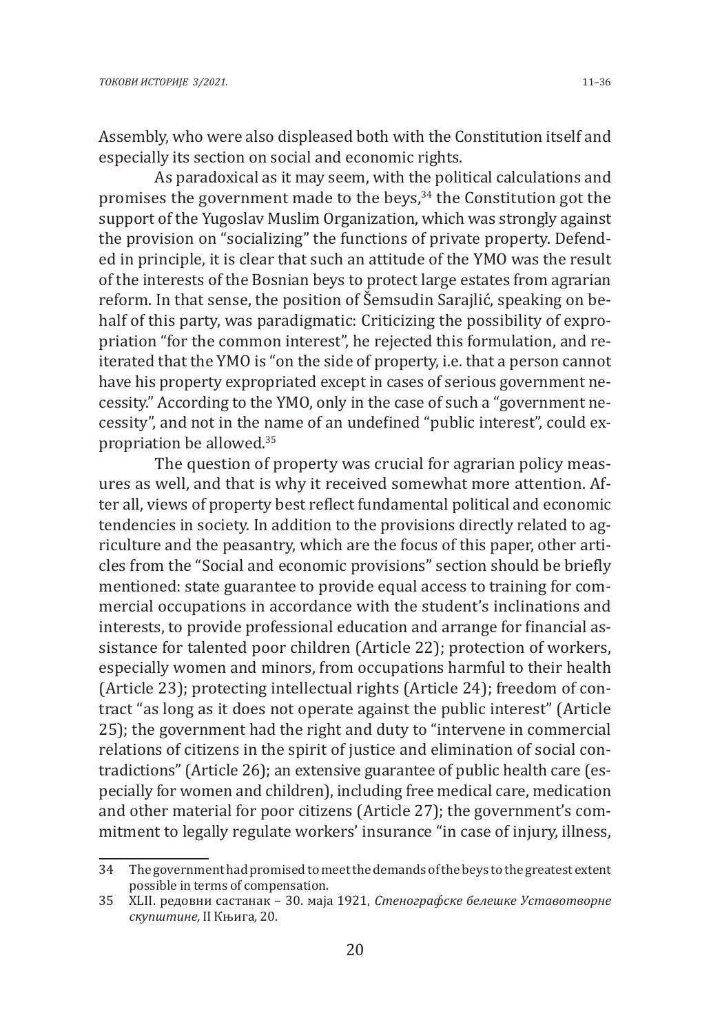Assembly, who were also displeased both with the Constitution itself and especially its section on social and economic rights.

As paradoxical as it may seem, with the political calculations and promises the government made to the beys,[34] the Constitution got the support of the Yugoslav Muslim Organization, which was strongly against the provision on "socializing" the functions of private property. Defended in principle, it is clear that such an attitude of the YMO was the result of the interests of the Bosnian beys to protect large estates from agrarian reform. In that sense, the position of Šemsudin Sarajlić, speaking on behalf of this party, was paradigmatic: Criticizing the possibility of expropriation "for the common interest", he rejected this formulation, and reiterated that the YMO is "on the side of property, i.e. that a person cannot have his property expropriated except in cases of serious government necessity." According to the YMO, only in the case of such a "government necessity", and not in the name of an undefined "public interest", could expropriation be allowed.[35]

The question of property was crucial for agrarian policy measures as well, and that is why it received somewhat more attention. After all, views of property best reflect fundamental political and economic tendencies in society. In addition to the provisions directly related to agriculture and the peasantry, which are the focus of this paper, other articles from the "Social and economic provisions" section should be briefly mentioned: state guarantee to provide equal access to training for commercial occupations in accordance with the student's inclinations and interests, to provide professional education and arrange for financial assistance for talented poor children (Article 22); protection of workers, especially women and minors, from occupations harmful to their health (Article 23); protecting intellectual rights (Article 24); freedom of contract "as long as it does not operate against the public interest" (Article 25); the government had the right and duty to "intervene in commercial relations of citizens in the spirit of justice and elimination of social contradictions" (Article 26); an extensive guarantee of public health care (especially for women and children), including free medical care, medication and other material for poor citizens (Article 27); the government's commitment to legally regulate workers' insurance "in case of injury, illness,

---

34 The government had promised to meet the demands of the beys to the greatest extent possible in terms of compensation.

35 XLII. редовни састанак – 30. маја 1921, *Стенографске белешке Уставотворне скупштине,* II Књига, 20.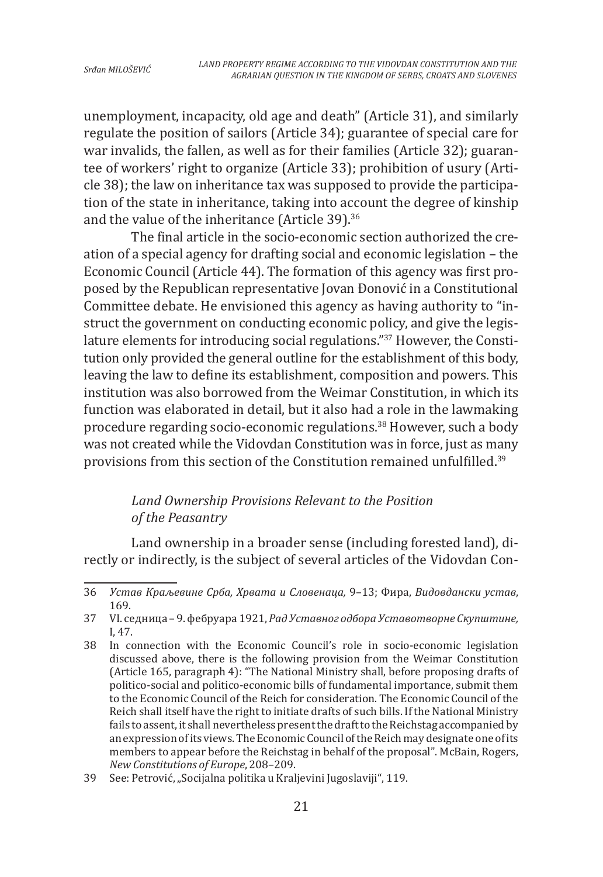unemployment, incapacity, old age and death" (Article 31), and similarly regulate the position of sailors (Article 34); guarantee of special care for war invalids, the fallen, as well as for their families (Article 32); guarantee of workers' right to organize (Article 33); prohibition of usury (Article 38); the law on inheritance tax was supposed to provide the participation of the state in inheritance, taking into account the degree of kinship and the value of the inheritance (Article 39).[36]

The final article in the socio-economic section authorized the creation of a special agency for drafting social and economic legislation – the Economic Council (Article 44). The formation of this agency was first proposed by the Republican representative Jovan Đonović in a Constitutional Committee debate. He envisioned this agency as having authority to "instruct the government on conducting economic policy, and give the legislature elements for introducing social regulations."[37] However, the Constitution only provided the general outline for the establishment of this body, leaving the law to define its establishment, composition and powers. This institution was also borrowed from the Weimar Constitution, in which its function was elaborated in detail, but it also had a role in the lawmaking procedure regarding socio-economic regulations.[38] However, such a body was not created while the Vidovdan Constitution was in force, just as many provisions from this section of the Constitution remained unfulfilled.[39]

### *Land Ownership Provisions Relevant to the Position of the Peasantry*

Land ownership in a broader sense (including forested land), directly or indirectly, is the subject of several articles of the Vidovdan Con-

---

36 *Устав Краљевине Срба, Хрвата и Словенаца,* 9–13; Фира, *Видовдански устав*, 169.

37 VI. седница – 9. фебруара 1921, *Рад Уставног одбора Уставотворне Скупштине,* I, 47.

38 In connection with the Economic Council's role in socio-economic legislation discussed above, there is the following provision from the Weimar Constitution (Article 165, paragraph 4): "The National Ministry shall, before proposing drafts of politico-social and politico-economic bills of fundamental importance, submit them to the Economic Council of the Reich for consideration. The Economic Council of the Reich shall itself have the right to initiate drafts of such bills. If the National Ministry fails to assent, it shall nevertheless present the draft to the Reichstag accompanied by an expression of its views. The Economic Council of the Reich may designate one of its members to appear before the Reichstag in behalf of the proposal". McBain, Rogers, *New Constitutions of Europe*, 208–209.

39 See: Petrović, „Socijalna politika u Kraljevini Jugoslaviji", 119.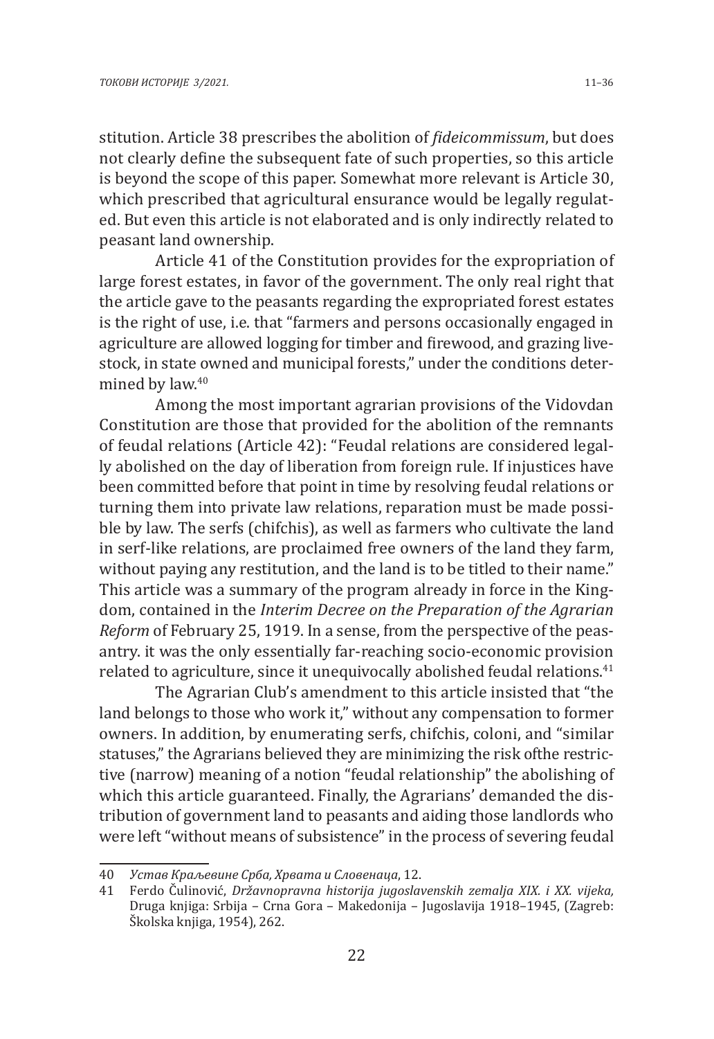stitution. Article 38 prescribes the abolition of *fideicommissum*, but does not clearly define the subsequent fate of such properties, so this article is beyond the scope of this paper. Somewhat more relevant is Article 30, which prescribed that agricultural ensurance would be legally regulated. But even this article is not elaborated and is only indirectly related to peasant land ownership.

Article 41 of the Constitution provides for the expropriation of large forest estates, in favor of the government. The only real right that the article gave to the peasants regarding the expropriated forest estates is the right of use, i.e. that "farmers and persons occasionally engaged in agriculture are allowed logging for timber and firewood, and grazing livestock, in state owned and municipal forests," under the conditions determined by law.[40]

Among the most important agrarian provisions of the Vidovdan Constitution are those that provided for the abolition of the remnants of feudal relations (Article 42): "Feudal relations are considered legally abolished on the day of liberation from foreign rule. If injustices have been committed before that point in time by resolving feudal relations or turning them into private law relations, reparation must be made possible by law. The serfs (chifchis), as well as farmers who cultivate the land in serf-like relations, are proclaimed free owners of the land they farm, without paying any restitution, and the land is to be titled to their name." This article was a summary of the program already in force in the Kingdom, contained in the *Interim Decree on the Preparation of the Agrarian Reform* of February 25, 1919. In a sense, from the perspective of the peasantry. it was the only essentially far-reaching socio-economic provision related to agriculture, since it unequivocally abolished feudal relations.[41]

The Agrarian Club's amendment to this article insisted that "the land belongs to those who work it," without any compensation to former owners. In addition, by enumerating serfs, chifchis, coloni, and "similar statuses," the Agrarians believed they are minimizing the risk ofthe restrictive (narrow) meaning of a notion "feudal relationship" the abolishing of which this article guaranteed. Finally, the Agrarians' demanded the distribution of government land to peasants and aiding those landlords who were left "without means of subsistence" in the process of severing feudal

---

40 *Устав Краљевине Срба, Хрвата и Словенаца*, 12.

41 Ferdo Čulinović, *Državnopravna historija jugoslavenskih zemalja XIX. i XX. vijeka,* Druga knjiga: Srbija – Crna Gora – Makedonija – Jugoslavija 1918–1945, (Zagreb: Školska knjiga, 1954), 262.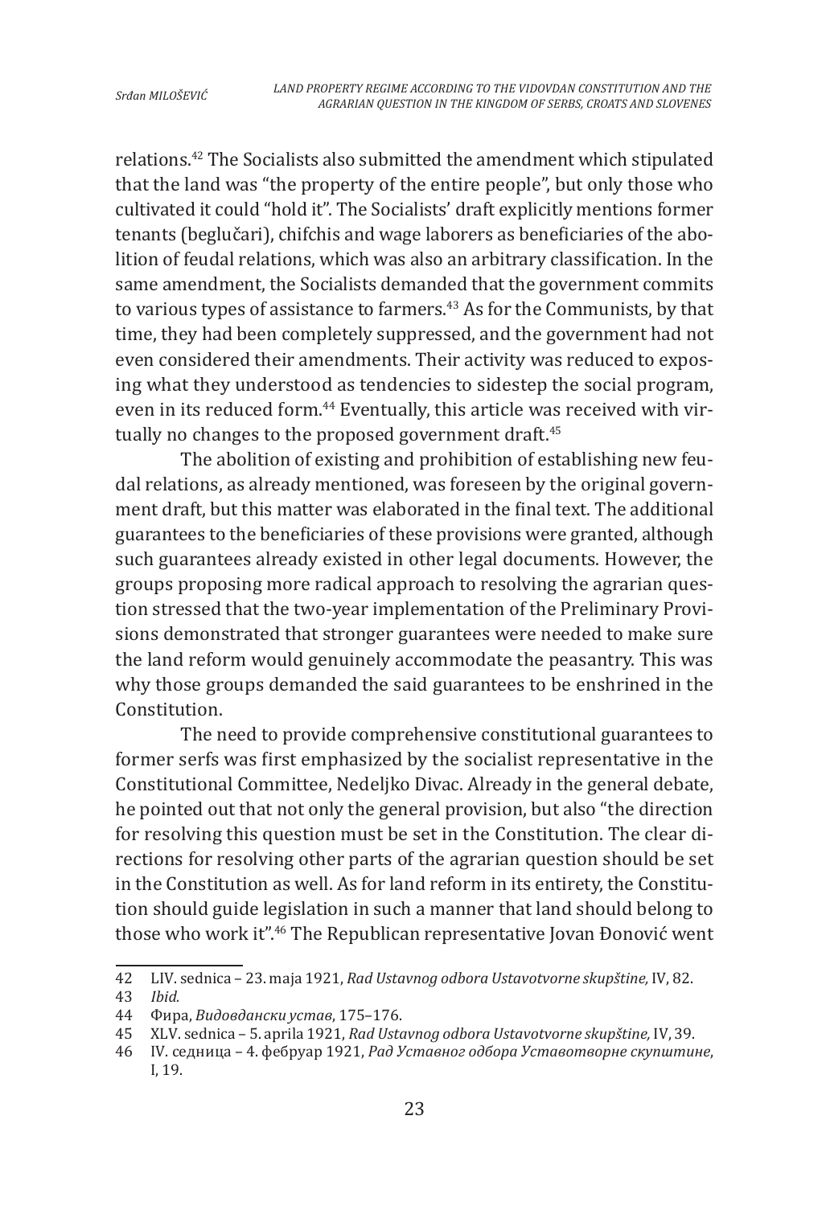relations.[42] The Socialists also submitted the amendment which stipulated that the land was "the property of the entire people", but only those who cultivated it could "hold it". The Socialists' draft explicitly mentions former tenants (beglučari), chifchis and wage laborers as beneficiaries of the abolition of feudal relations, which was also an arbitrary classification. In the same amendment, the Socialists demanded that the government commits to various types of assistance to farmers.[43] As for the Communists, by that time, they had been completely suppressed, and the government had not even considered their amendments. Their activity was reduced to exposing what they understood as tendencies to sidestep the social program, even in its reduced form.[44] Eventually, this article was received with virtually no changes to the proposed government draft.[45]

The abolition of existing and prohibition of establishing new feudal relations, as already mentioned, was foreseen by the original government draft, but this matter was elaborated in the final text. The additional guarantees to the beneficiaries of these provisions were granted, although such guarantees already existed in other legal documents. However, the groups proposing more radical approach to resolving the agrarian question stressed that the two-year implementation of the Preliminary Provisions demonstrated that stronger guarantees were needed to make sure the land reform would genuinely accommodate the peasantry. This was why those groups demanded the said guarantees to be enshrined in the Constitution.

The need to provide comprehensive constitutional guarantees to former serfs was first emphasized by the socialist representative in the Constitutional Committee, Nedeljko Divac. Already in the general debate, he pointed out that not only the general provision, but also "the direction for resolving this question must be set in the Constitution. The clear directions for resolving other parts of the agrarian question should be set in the Constitution as well. As for land reform in its entirety, the Constitution should guide legislation in such a manner that land should belong to those who work it".[46] The Republican representative Jovan Đonović went

---

42 LIV. sednica – 23. maja 1921, *Rad Ustavnog odbora Ustavotvorne skupštine,* IV, 82.

43 *Ibid.*

44 Фира, *Видовдански устав*, 175–176.

45 XLV. sednica – 5. aprila 1921, *Rad Ustavnog odbora Ustavotvorne skupštine,* IV, 39.

46 IV. седница – 4. фебруар 1921, *Рад Уставног одбора Уставотворне скупштине*, I, 19.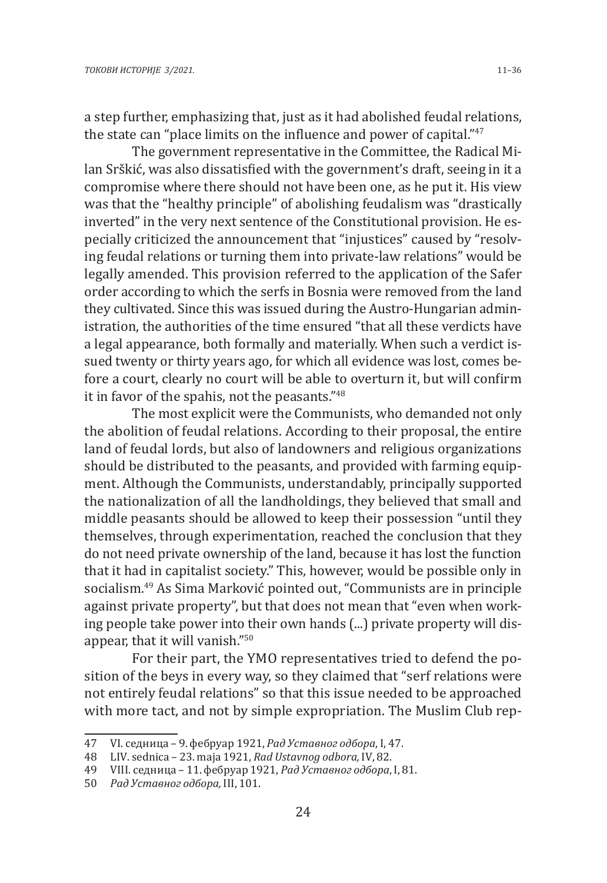a step further, emphasizing that, just as it had abolished feudal relations, the state can "place limits on the influence and power of capital."[47]

The government representative in the Committee, the Radical Milan Srškić, was also dissatisfied with the government's draft, seeing in it a compromise where there should not have been one, as he put it. His view was that the "healthy principle" of abolishing feudalism was "drastically inverted" in the very next sentence of the Constitutional provision. He especially criticized the announcement that "injustices" caused by "resolving feudal relations or turning them into private-law relations" would be legally amended. This provision referred to the application of the Safer order according to which the serfs in Bosnia were removed from the land they cultivated. Since this was issued during the Austro-Hungarian administration, the authorities of the time ensured "that all these verdicts have a legal appearance, both formally and materially. When such a verdict issued twenty or thirty years ago, for which all evidence was lost, comes before a court, clearly no court will be able to overturn it, but will confirm it in favor of the spahis, not the peasants."[48]

The most explicit were the Communists, who demanded not only the abolition of feudal relations. According to their proposal, the entire land of feudal lords, but also of landowners and religious organizations should be distributed to the peasants, and provided with farming equipment. Although the Communists, understandably, principally supported the nationalization of all the landholdings, they believed that small and middle peasants should be allowed to keep their possession "until they themselves, through experimentation, reached the conclusion that they do not need private ownership of the land, because it has lost the function that it had in capitalist society." This, however, would be possible only in socialism.[49] As Sima Marković pointed out, "Communists are in principle against private property", but that does not mean that "even when working people take power into their own hands (...) private property will disappear, that it will vanish."[50]

For their part, the YMO representatives tried to defend the position of the beys in every way, so they claimed that "serf relations were not entirely feudal relations" so that this issue needed to be approached with more tact, and not by simple expropriation. The Muslim Club rep-

---

47 VI. седница – 9. фебруар 1921, *Рад Уставног одбора*, I, 47.

48 LIV. sednica – 23. maja 1921, *Rad Ustavnog odbora,* IV, 82.

49 VIII. седница – 11. фебруар 1921, *Рад Уставног одбора*, I, 81.

50 *Рад Уставног одбора,* III, 101.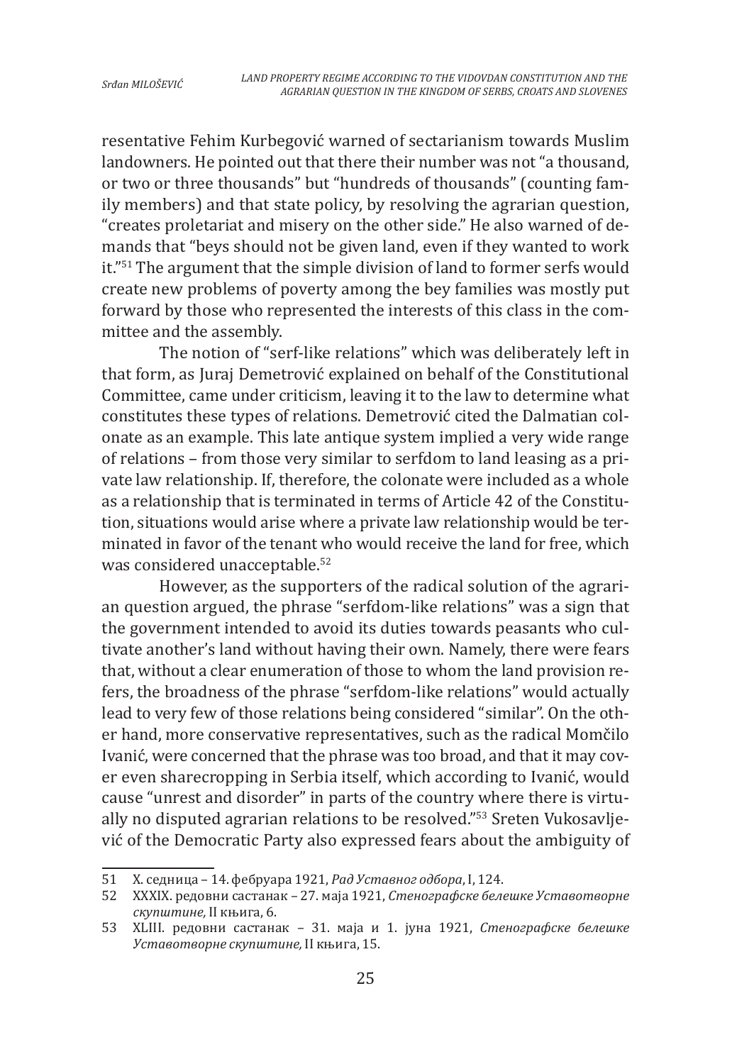resentative Fehim Kurbegović warned of sectarianism towards Muslim landowners. He pointed out that there their number was not "a thousand, or two or three thousands" but "hundreds of thousands" (counting family members) and that state policy, by resolving the agrarian question, "creates proletariat and misery on the other side." He also warned of demands that "beys should not be given land, even if they wanted to work it."[51] The argument that the simple division of land to former serfs would create new problems of poverty among the bey families was mostly put forward by those who represented the interests of this class in the committee and the assembly.

The notion of "serf-like relations" which was deliberately left in that form, as Juraj Demetrović explained on behalf of the Constitutional Committee, came under criticism, leaving it to the law to determine what constitutes these types of relations. Demetrović cited the Dalmatian colonate as an example. This late antique system implied a very wide range of relations – from those very similar to serfdom to land leasing as a private law relationship. If, therefore, the colonate were included as a whole as a relationship that is terminated in terms of Article 42 of the Constitution, situations would arise where a private law relationship would be terminated in favor of the tenant who would receive the land for free, which was considered unacceptable.[52]

However, as the supporters of the radical solution of the agrarian question argued, the phrase "serfdom-like relations" was a sign that the government intended to avoid its duties towards peasants who cultivate another's land without having their own. Namely, there were fears that, without a clear enumeration of those to whom the land provision refers, the broadness of the phrase "serfdom-like relations" would actually lead to very few of those relations being considered "similar". On the other hand, more conservative representatives, such as the radical Momčilo Ivanić, were concerned that the phrase was too broad, and that it may cover even sharecropping in Serbia itself, which according to Ivanić, would cause "unrest and disorder" in parts of the country where there is virtually no disputed agrarian relations to be resolved."[53] Sreten Vukosavljević of the Democratic Party also expressed fears about the ambiguity of

---

51 X. седница – 14. фебруара 1921, *Рад Уставног одбора*, I, 124.

52 XXXIX. редовни састанак – 27. маја 1921, *Стенографске белешке Уставотворне скупштине,* II књига, 6.

53 XLIII. редовни састанак – 31. маја и 1. јуна 1921, *Стенографске белешке Уставотворне скупштине,* II књига, 15.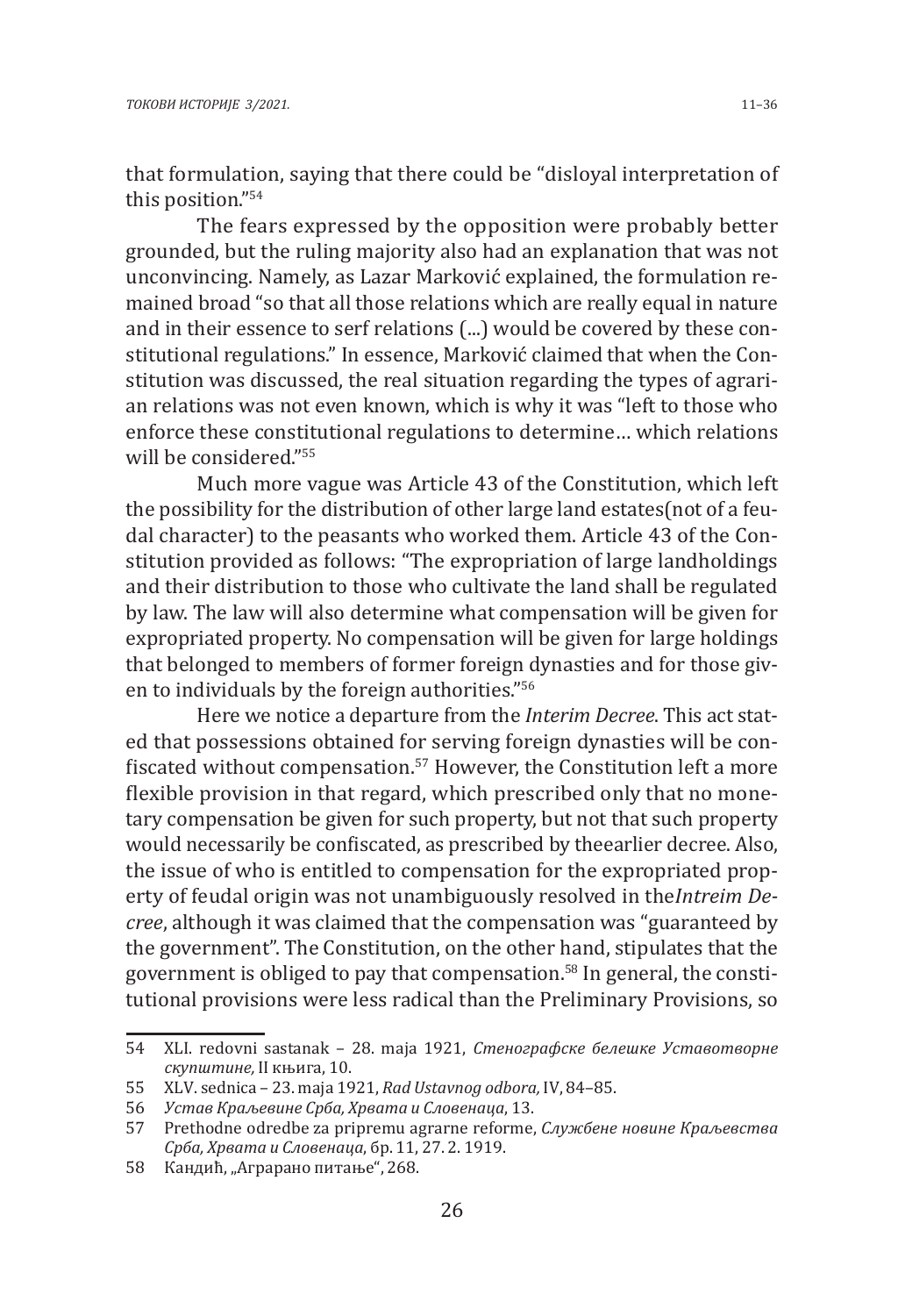that formulation, saying that there could be "disloyal interpretation of this position."[54]

The fears expressed by the opposition were probably better grounded, but the ruling majority also had an explanation that was not unconvincing. Namely, as Lazar Marković explained, the formulation remained broad "so that all those relations which are really equal in nature and in their essence to serf relations (...) would be covered by these constitutional regulations." In essence, Marković claimed that when the Constitution was discussed, the real situation regarding the types of agrarian relations was not even known, which is why it was "left to those who enforce these constitutional regulations to determine… which relations will be considered."[55]

Much more vague was Article 43 of the Constitution, which left the possibility for the distribution of other large land estates(not of a feudal character) to the peasants who worked them. Article 43 of the Constitution provided as follows: "The expropriation of large landholdings and their distribution to those who cultivate the land shall be regulated by law. The law will also determine what compensation will be given for expropriated property. No compensation will be given for large holdings that belonged to members of former foreign dynasties and for those given to individuals by the foreign authorities."[56]

Here we notice a departure from the *Interim Decree*. This act stated that possessions obtained for serving foreign dynasties will be confiscated without compensation.[57] However, the Constitution left a more flexible provision in that regard, which prescribed only that no monetary compensation be given for such property, but not that such property would necessarily be confiscated, as prescribed by theearlier decree. Also, the issue of who is entitled to compensation for the expropriated property of feudal origin was not unambiguously resolved in the*Intreim Decree*, although it was claimed that the compensation was "guaranteed by the government". The Constitution, on the other hand, stipulates that the government is obliged to pay that compensation.[58] In general, the constitutional provisions were less radical than the Preliminary Provisions, so

---

54 XLI. redovni sastanak – 28. maja 1921, *Стенографске белешке Уставотворне скупштине,* II књига, 10.

55 XLV. sednica – 23. maja 1921, *Rad Ustavnog odbora,* IV, 84–85.

56 *Устав Краљевине Срба, Хрвата и Словенаца*, 13.

57 Prethodne odredbe za pripremu agrarne reforme, *Службене новине Краљевства Срба, Хрвата и Словенаца*, бр. 11, 27. 2. 1919.

58 Кандић, „Аграрано питање", 268.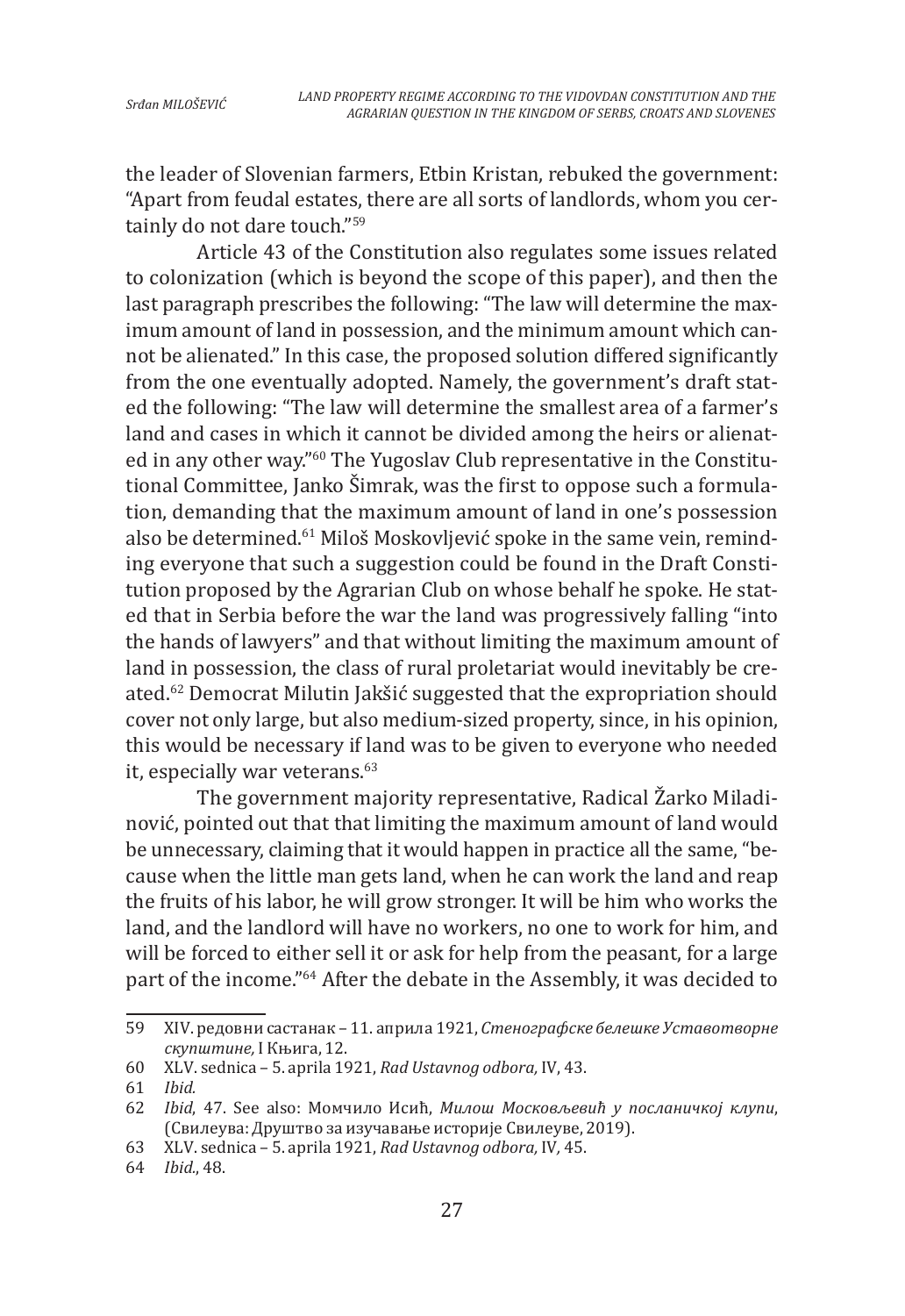the leader of Slovenian farmers, Etbin Kristan, rebuked the government: "Apart from feudal estates, there are all sorts of landlords, whom you certainly do not dare touch."[59]

Article 43 of the Constitution also regulates some issues related to colonization (which is beyond the scope of this paper), and then the last paragraph prescribes the following: "The law will determine the maximum amount of land in possession, and the minimum amount which cannot be alienated." In this case, the proposed solution differed significantly from the one eventually adopted. Namely, the government's draft stated the following: "The law will determine the smallest area of a farmer's land and cases in which it cannot be divided among the heirs or alienated in any other way."[60] The Yugoslav Club representative in the Constitutional Committee, Janko Šimrak, was the first to oppose such a formulation, demanding that the maximum amount of land in one's possession also be determined.[61] Miloš Moskovljević spoke in the same vein, reminding everyone that such a suggestion could be found in the Draft Constitution proposed by the Agrarian Club on whose behalf he spoke. He stated that in Serbia before the war the land was progressively falling "into the hands of lawyers" and that without limiting the maximum amount of land in possession, the class of rural proletariat would inevitably be created.[62] Democrat Milutin Jakšić suggested that the expropriation should cover not only large, but also medium-sized property, since, in his opinion, this would be necessary if land was to be given to everyone who needed it, especially war veterans.[63]

The government majority representative, Radical Žarko Miladinović, pointed out that that limiting the maximum amount of land would be unnecessary, claiming that it would happen in practice all the same, "because when the little man gets land, when he can work the land and reap the fruits of his labor, he will grow stronger. It will be him who works the land, and the landlord will have no workers, no one to work for him, and will be forced to either sell it or ask for help from the peasant, for a large part of the income."[64] After the debate in the Assembly, it was decided to

---

59 XIV. редовни састанак – 11. априла 1921, *Стенографске белешке Уставотворне скупштине,* I Књига, 12.

60 XLV. sednica – 5. aprila 1921, *Rad Ustavnog odbora,* IV, 43.

61 *Ibid.*

62 *Ibid*, 47. See also: Момчило Исић, *Милош Московљевић у посланичкој клупи*, (Свилеува: Друштво за изучавање историје Свилеуве, 2019).

63 XLV. sednica – 5. aprila 1921, *Rad Ustavnog odbora,* IV, 45.

64 *Ibid.*, 48.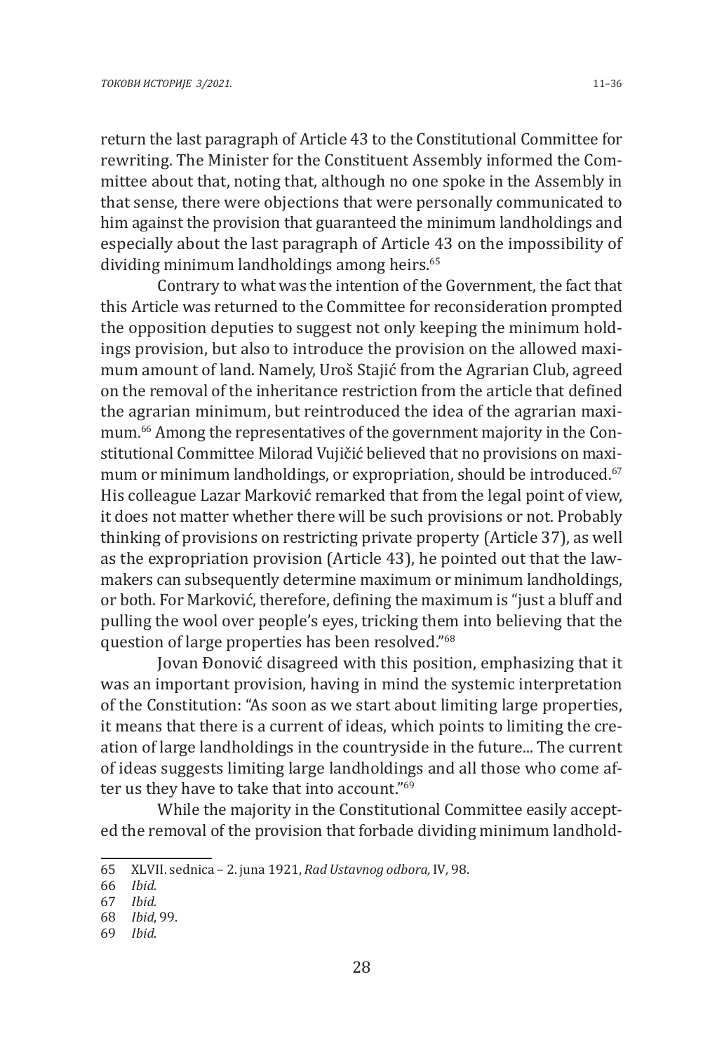return the last paragraph of Article 43 to the Constitutional Committee for rewriting. The Minister for the Constituent Assembly informed the Committee about that, noting that, although no one spoke in the Assembly in that sense, there were objections that were personally communicated to him against the provision that guaranteed the minimum landholdings and especially about the last paragraph of Article 43 on the impossibility of dividing minimum landholdings among heirs.[65]

Contrary to what was the intention of the Government, the fact that this Article was returned to the Committee for reconsideration prompted the opposition deputies to suggest not only keeping the minimum holdings provision, but also to introduce the provision on the allowed maximum amount of land. Namely, Uroš Stajić from the Agrarian Club, agreed on the removal of the inheritance restriction from the article that defined the agrarian minimum, but reintroduced the idea of the agrarian maximum.[66] Among the representatives of the government majority in the Constitutional Committee Milorad Vujičić believed that no provisions on maximum or minimum landholdings, or expropriation, should be introduced.[67] His colleague Lazar Marković remarked that from the legal point of view, it does not matter whether there will be such provisions or not. Probably thinking of provisions on restricting private property (Article 37), as well as the expropriation provision (Article 43), he pointed out that the lawmakers can subsequently determine maximum or minimum landholdings, or both. For Marković, therefore, defining the maximum is "just a bluff and pulling the wool over people's eyes, tricking them into believing that the question of large properties has been resolved."[68]

Jovan Đonović disagreed with this position, emphasizing that it was an important provision, having in mind the systemic interpretation of the Constitution: "As soon as we start about limiting large properties, it means that there is a current of ideas, which points to limiting the creation of large landholdings in the countryside in the future... The current of ideas suggests limiting large landholdings and all those who come after us they have to take that into account."[69]

While the majority in the Constitutional Committee easily accepted the removal of the provision that forbade dividing minimum landhold-

---

65 XLVII. sednica – 2. juna 1921, *Rad Ustavnog odbora,* IV, 98.

66 *Ibid.*

67 *Ibid.*

68 *Ibid*, 99.

69 *Ibid*.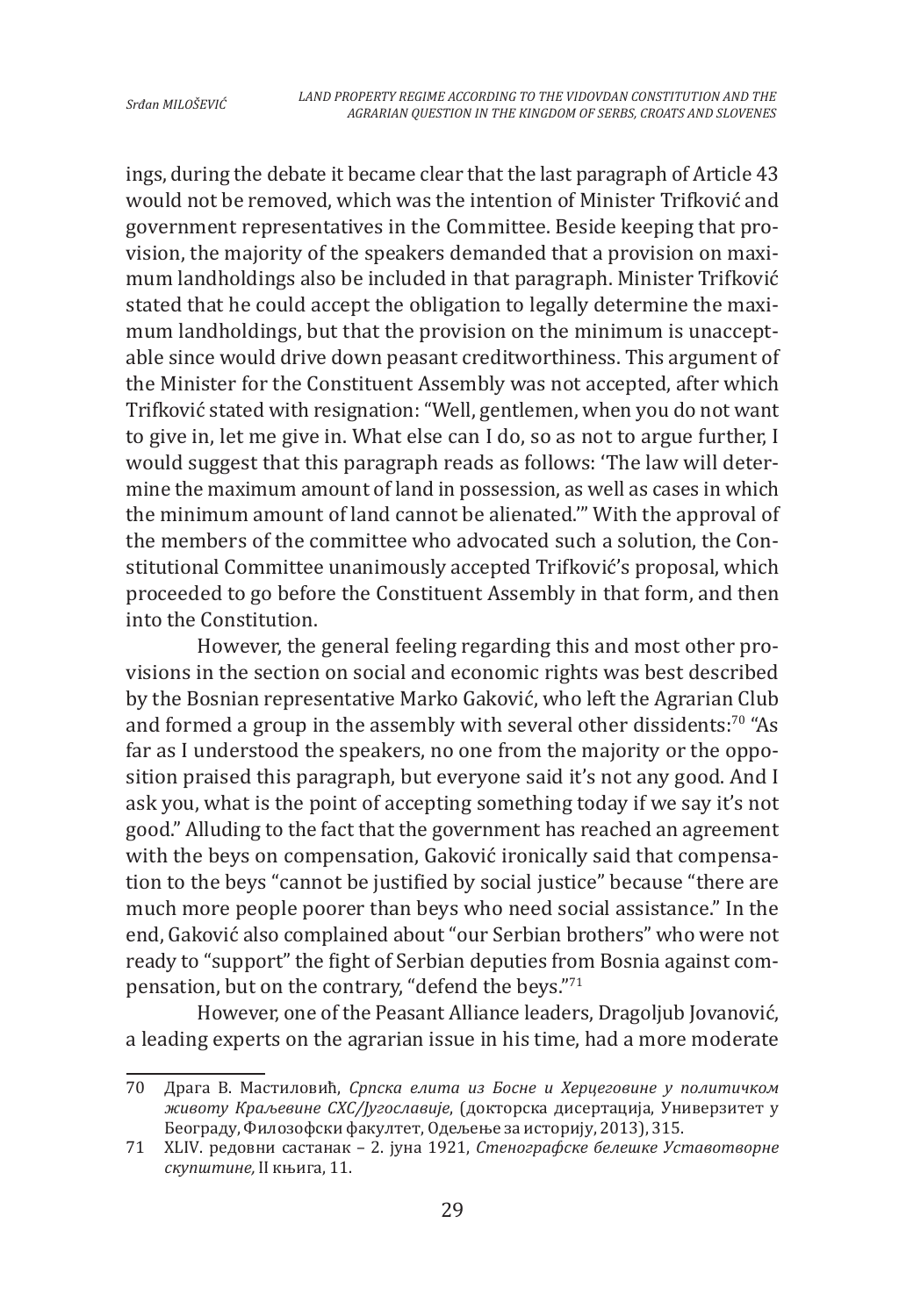ings, during the debate it became clear that the last paragraph of Article 43 would not be removed, which was the intention of Minister Trifković and government representatives in the Committee. Beside keeping that provision, the majority of the speakers demanded that a provision on maximum landholdings also be included in that paragraph. Minister Trifković stated that he could accept the obligation to legally determine the maximum landholdings, but that the provision on the minimum is unacceptable since would drive down peasant creditworthiness. This argument of the Minister for the Constituent Assembly was not accepted, after which Trifković stated with resignation: "Well, gentlemen, when you do not want to give in, let me give in. What else can I do, so as not to argue further, I would suggest that this paragraph reads as follows: 'The law will determine the maximum amount of land in possession, as well as cases in which the minimum amount of land cannot be alienated.'" With the approval of the members of the committee who advocated such a solution, the Constitutional Committee unanimously accepted Trifković's proposal, which proceeded to go before the Constituent Assembly in that form, and then into the Constitution.

However, the general feeling regarding this and most other provisions in the section on social and economic rights was best described by the Bosnian representative Marko Gaković, who left the Agrarian Club and formed a group in the assembly with several other dissidents:[70] "As far as I understood the speakers, no one from the majority or the opposition praised this paragraph, but everyone said it's not any good. And I ask you, what is the point of accepting something today if we say it's not good." Alluding to the fact that the government has reached an agreement with the beys on compensation, Gaković ironically said that compensation to the beys "cannot be justified by social justice" because "there are much more people poorer than beys who need social assistance." In the end, Gaković also complained about "our Serbian brothers" who were not ready to "support" the fight of Serbian deputies from Bosnia against compensation, but on the contrary, "defend the beys."[71]

However, one of the Peasant Alliance leaders, Dragoljub Jovanović, a leading experts on the agrarian issue in his time, had a more moderate

---

70 Драга В. Мастиловић, *Српска елита из Босне и Херцеговине у политичком животу Краљевине СХС/Југославије*, (докторска дисертација, Универзитет у Београду, Филозофски факултет, Одељење за историју, 2013), 315.

71 XLIV. редовни састанак – 2. јуна 1921, *Стенографске белешке Уставотворне скупштине,* II књига, 11.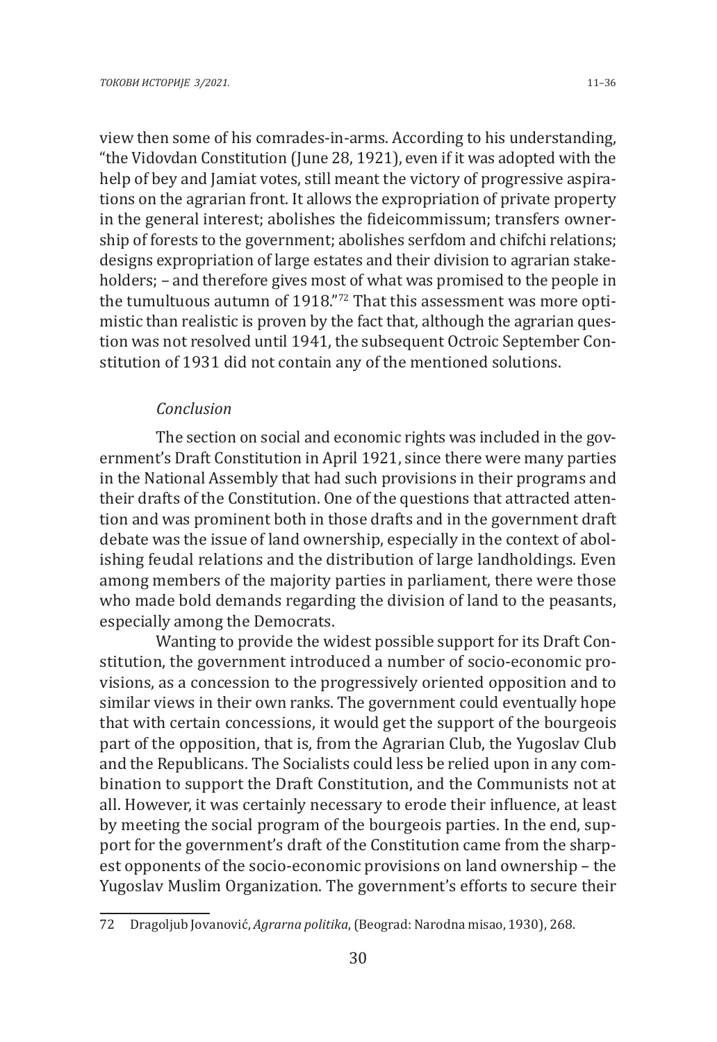view then some of his comrades-in-arms. According to his understanding, "the Vidovdan Constitution (June 28, 1921), even if it was adopted with the help of bey and Jamiat votes, still meant the victory of progressive aspirations on the agrarian front. It allows the expropriation of private property in the general interest; abolishes the fideicommissum; transfers ownership of forests to the government; abolishes serfdom and chifchi relations; designs expropriation of large estates and their division to agrarian stakeholders; – and therefore gives most of what was promised to the people in the tumultuous autumn of 1918."[72] That this assessment was more optimistic than realistic is proven by the fact that, although the agrarian question was not resolved until 1941, the subsequent Octroic September Constitution of 1931 did not contain any of the mentioned solutions.

## *Conclusion*

The section on social and economic rights was included in the government's Draft Constitution in April 1921, since there were many parties in the National Assembly that had such provisions in their programs and their drafts of the Constitution. One of the questions that attracted attention and was prominent both in those drafts and in the government draft debate was the issue of land ownership, especially in the context of abolishing feudal relations and the distribution of large landholdings. Even among members of the majority parties in parliament, there were those who made bold demands regarding the division of land to the peasants, especially among the Democrats.

Wanting to provide the widest possible support for its Draft Constitution, the government introduced a number of socio-economic provisions, as a concession to the progressively oriented opposition and to similar views in their own ranks. The government could eventually hope that with certain concessions, it would get the support of the bourgeois part of the opposition, that is, from the Agrarian Club, the Yugoslav Club and the Republicans. The Socialists could less be relied upon in any combination to support the Draft Constitution, and the Communists not at all. However, it was certainly necessary to erode their influence, at least by meeting the social program of the bourgeois parties. In the end, support for the government's draft of the Constitution came from the sharpest opponents of the socio-economic provisions on land ownership – the Yugoslav Muslim Organization. The government's efforts to secure their

---

72 Dragoljub Jovanović, *Agrarna politika*, (Beograd: Narodna misao, 1930), 268.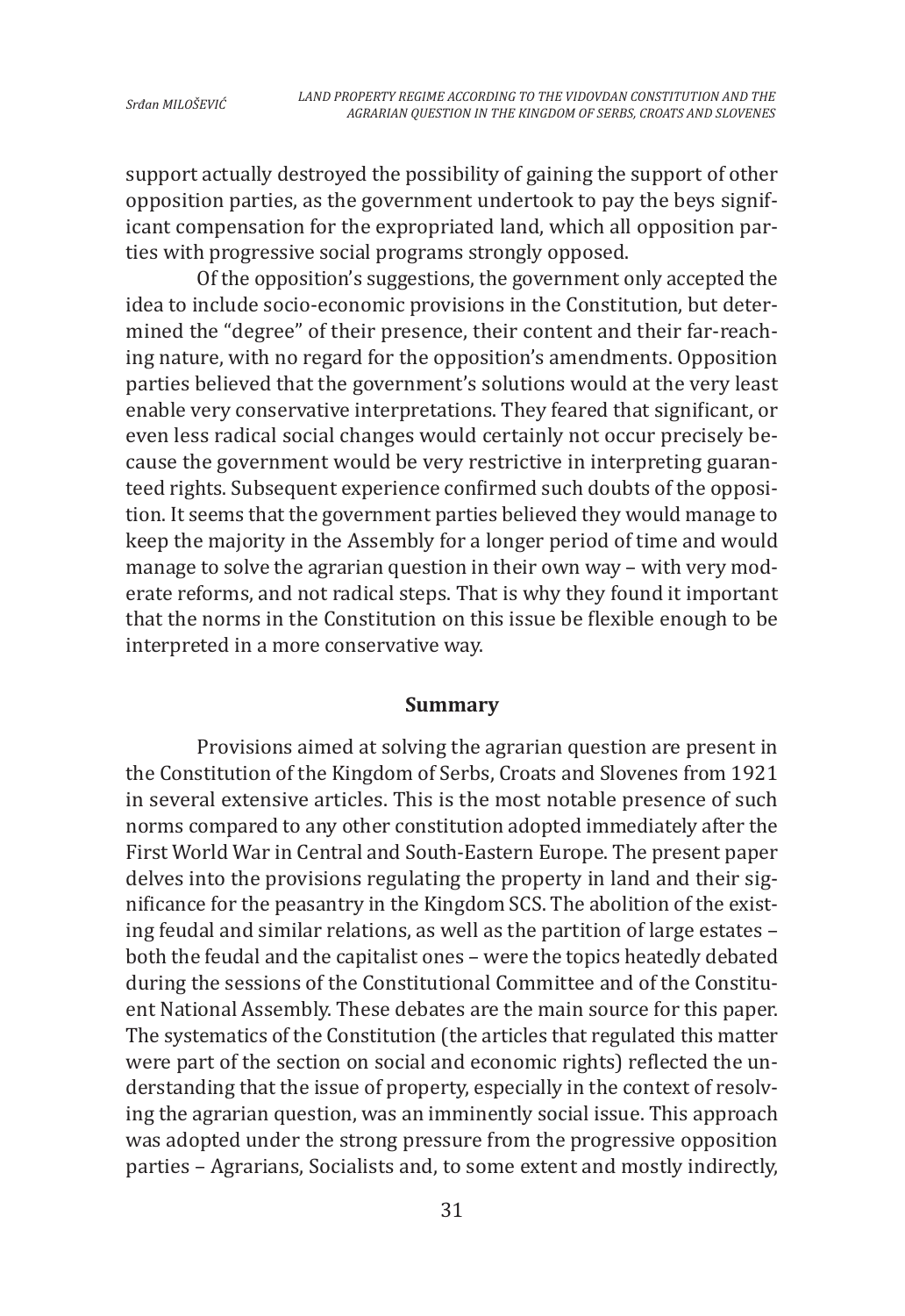support actually destroyed the possibility of gaining the support of other opposition parties, as the government undertook to pay the beys significant compensation for the expropriated land, which all opposition parties with progressive social programs strongly opposed.

Of the opposition's suggestions, the government only accepted the idea to include socio-economic provisions in the Constitution, but determined the "degree" of their presence, their content and their far-reaching nature, with no regard for the opposition's amendments. Opposition parties believed that the government's solutions would at the very least enable very conservative interpretations. They feared that significant, or even less radical social changes would certainly not occur precisely because the government would be very restrictive in interpreting guaranteed rights. Subsequent experience confirmed such doubts of the opposition. It seems that the government parties believed they would manage to keep the majority in the Assembly for a longer period of time and would manage to solve the agrarian question in their own way – with very moderate reforms, and not radical steps. That is why they found it important that the norms in the Constitution on this issue be flexible enough to be interpreted in a more conservative way.

## Summary

Provisions aimed at solving the agrarian question are present in the Constitution of the Kingdom of Serbs, Croats and Slovenes from 1921 in several extensive articles. This is the most notable presence of such norms compared to any other constitution adopted immediately after the First World War in Central and South-Eastern Europe. The present paper delves into the provisions regulating the property in land and their significance for the peasantry in the Kingdom SCS. The abolition of the existing feudal and similar relations, as well as the partition of large estates – both the feudal and the capitalist ones – were the topics heatedly debated during the sessions of the Constitutional Committee and of the Constituent National Assembly. These debates are the main source for this paper. The systematics of the Constitution (the articles that regulated this matter were part of the section on social and economic rights) reflected the understanding that the issue of property, especially in the context of resolving the agrarian question, was an imminently social issue. This approach was adopted under the strong pressure from the progressive opposition parties – Agrarians, Socialists and, to some extent and mostly indirectly,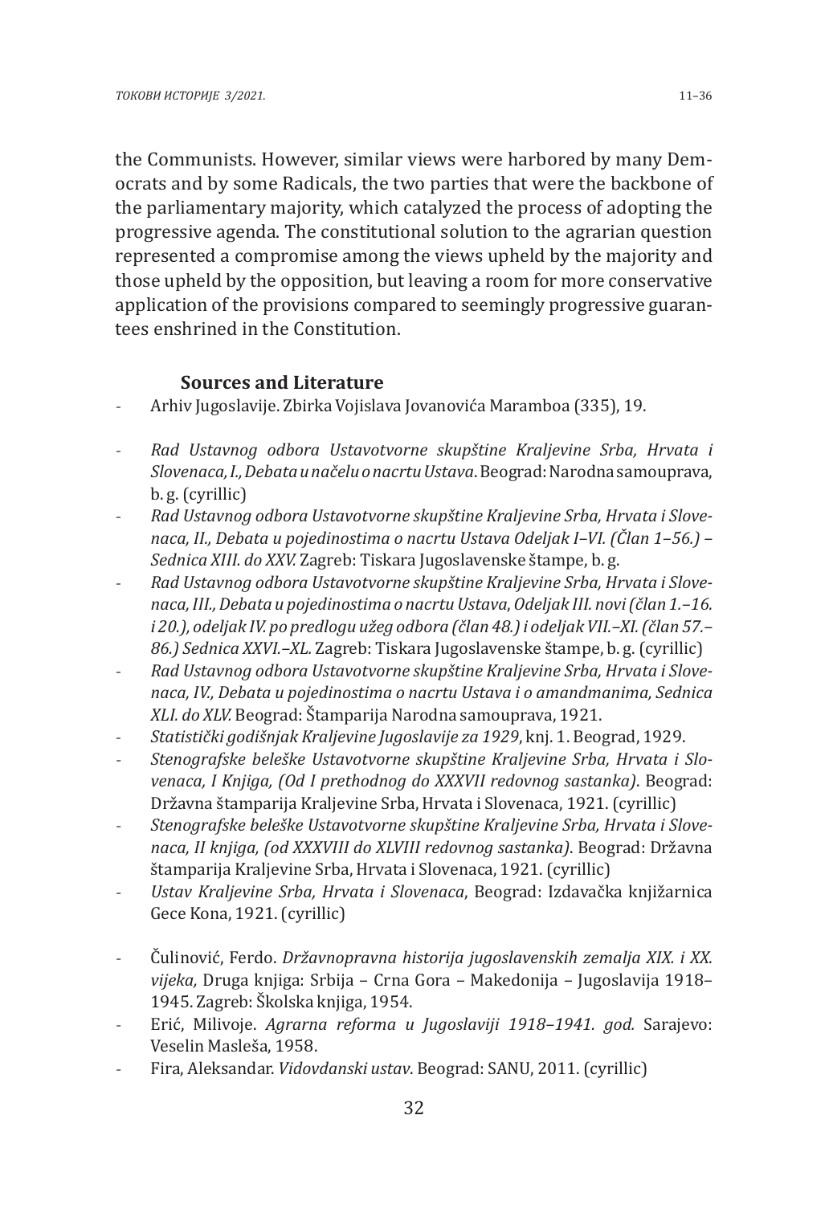the Communists. However, similar views were harbored by many Democrats and by some Radicals, the two parties that were the backbone of the parliamentary majority, which catalyzed the process of adopting the progressive agenda. The constitutional solution to the agrarian question represented a compromise among the views upheld by the majority and those upheld by the opposition, but leaving a room for more conservative application of the provisions compared to seemingly progressive guarantees enshrined in the Constitution.

### Sources and Literature

- Arhiv Jugoslavije. Zbirka Vojislava Jovanovića Maramboa (335), 19.
- *Rad Ustavnog odbora Ustavotvorne skupštine Kraljevine Srba, Hrvata i Slovenaca, I., Debata u načelu o nacrtu Ustava*. Beograd: Narodna samouprava, b. g. (cyrillic)
- *Rad Ustavnog odbora Ustavotvorne skupštine Kraljevine Srba, Hrvata i Slovenaca, II., Debata u pojedinostima o nacrtu Ustava Odeljak I–VI. (Član 1–56.) – Sednica XIII. do XXV.* Zagreb: Tiskara Jugoslavenske štampe, b. g.
- *Rad Ustavnog odbora Ustavotvorne skupštine Kraljevine Srba, Hrvata i Slovenaca, III., Debata u pojedinostima o nacrtu Ustava, Odeljak III. novi (član 1.–16. i 20.), odeljak IV. po predlogu užeg odbora (član 48.) i odeljak VII.–XI. (član 57.–86.) Sednica XXVI.–XL.* Zagreb: Tiskara Jugoslavenske štampe, b. g. (cyrillic)
- *Rad Ustavnog odbora Ustavotvorne skupštine Kraljevine Srba, Hrvata i Slovenaca, IV., Debata u pojedinostima o nacrtu Ustava i o amandmanima, Sednica XLI. do XLV.* Beograd: Štamparija Narodna samouprava, 1921.
- *Statistički godišnjak Kraljevine Jugoslavije za 1929*, knj. 1. Beograd, 1929.
- *Stenografske beleške Ustavotvorne skupštine Kraljevine Srba, Hrvata i Slovenaca, I Knjiga, (Od I prethodnog do XXXVII redovnog sastanka)*. Beograd: Državna štamparija Kraljevine Srba, Hrvata i Slovenaca, 1921. (cyrillic)
- *Stenografske beleške Ustavotvorne skupštine Kraljevine Srba, Hrvata i Slovenaca, II knjiga, (od XXXVIII do XLVIII redovnog sastanka)*. Beograd: Državna štamparija Kraljevine Srba, Hrvata i Slovenaca, 1921. (cyrillic)
- *Ustav Kraljevine Srba, Hrvata i Slovenaca*, Beograd: Izdavačka knjižarnica Gece Kona, 1921. (cyrillic)

- Čulinović, Ferdo. *Državnopravna historija jugoslavenskih zemalja XIX. i XX. vijeka,* Druga knjiga: Srbija – Crna Gora – Makedonija – Jugoslavija 1918–1945. Zagreb: Školska knjiga, 1954.
- Erić, Milivoje. *Agrarna reforma u Jugoslaviji 1918–1941. god.* Sarajevo: Veselin Masleša, 1958.
- Fira, Aleksandar. *Vidovdanski ustav*. Beograd: SANU, 2011. (cyrillic)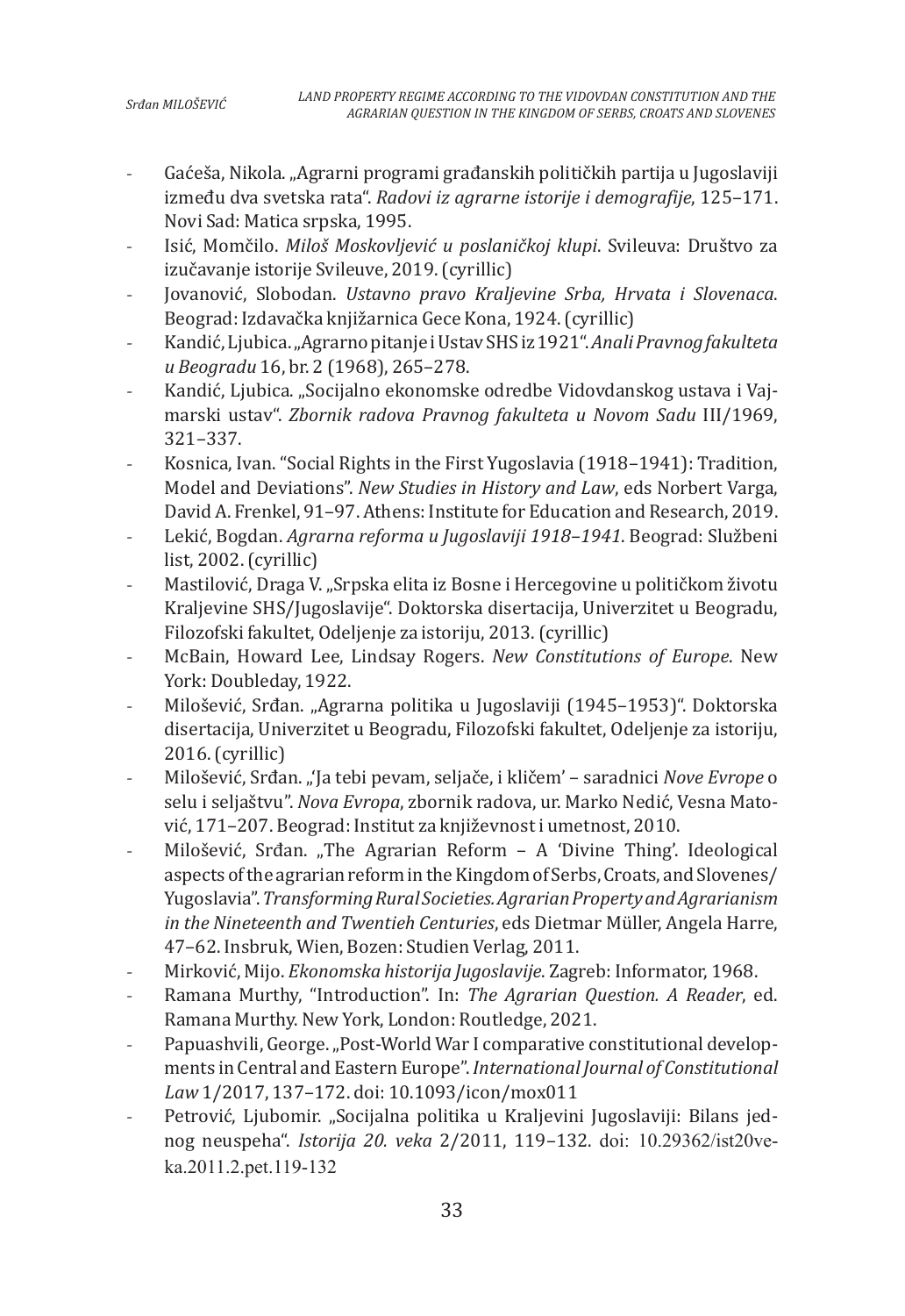- Gaćeša, Nikola. „Agrarni programi građanskih političkih partija u Jugoslaviji između dva svetska rata". *Radovi iz agrarne istorije i demografije*, 125–171. Novi Sad: Matica srpska, 1995.
- Isić, Momčilo. *Miloš Moskovljević u poslaničkoj klupi*. Svileuva: Društvo za izučavanje istorije Svileuve, 2019. (cyrillic)
- Jovanović, Slobodan. *Ustavno pravo Kraljevine Srba, Hrvata i Slovenaca*. Beograd: Izdavačka knjižarnica Gece Kona, 1924. (cyrillic)
- Kandić, Ljubica. „Agrarno pitanje i Ustav SHS iz 1921". *Anali Pravnog fakulteta u Beogradu* 16, br. 2 (1968), 265–278.
- Kandić, Ljubica. „Socijalno ekonomske odredbe Vidovdanskog ustava i Vajmarski ustav". *Zbornik radova Pravnog fakulteta u Novom Sadu* III/1969, 321–337.
- Kosnica, Ivan. "Social Rights in the First Yugoslavia (1918–1941): Tradition, Model and Deviations". *New Studies in History and Law*, eds Norbert Varga, David A. Frenkel, 91–97. Athens: Institute for Education and Research, 2019.
- Lekić, Bogdan. *Agrarna reforma u Jugoslaviji 1918–1941*. Beograd: Službeni list, 2002. (cyrillic)
- Mastilović, Draga V. „Srpska elita iz Bosne i Hercegovine u političkom životu Kraljevine SHS/Jugoslavije". Doktorska disertacija, Univerzitet u Beogradu, Filozofski fakultet, Odeljenje za istoriju, 2013. (cyrillic)
- McBain, Howard Lee, Lindsay Rogers. *New Constitutions of Europe*. New York: Doubleday, 1922.
- Milošević, Srđan. „Agrarna politika u Jugoslaviji (1945–1953)". Doktorska disertacija, Univerzitet u Beogradu, Filozofski fakultet, Odeljenje za istoriju, 2016. (cyrillic)
- Milošević, Srđan. „'Ja tebi pevam, seljače, i kličem' – saradnici *Nove Evrope* o selu i seljaštvu". *Nova Evropa*, zbornik radova, ur. Marko Nedić, Vesna Matović, 171–207. Beograd: Institut za književnost i umetnost, 2010.
- Milošević, Srđan. „The Agrarian Reform – A 'Divine Thing'. Ideological aspects of the agrarian reform in the Kingdom of Serbs, Croats, and Slovenes/ Yugoslavia". *Transforming Rural Societies. Agrarian Property and Agrarianism in the Nineteenth and Twentieh Centuries*, eds Dietmar Müller, Angela Harre, 47–62. Insbruk, Wien, Bozen: Studien Verlag, 2011.
- Mirković, Mijo. *Ekonomska historija Jugoslavije*. Zagreb: Informator, 1968.
- Ramana Murthy, "Introduction". In: *The Agrarian Question. A Reader*, ed. Ramana Murthy. New York, London: Routledge, 2021.
- Papuashvili, George. „Post-World War I comparative constitutional developments in Central and Eastern Europe". *International Journal of Constitutional Law* 1/2017, 137–172. doi: 10.1093/icon/mox011
- Petrović, Ljubomir. „Socijalna politika u Kraljevini Jugoslaviji: Bilans jednog neuspeha". *Istorija 20. veka* 2/2011, 119–132. doi: 10.29362/ist20veka.2011.2.pet.119-132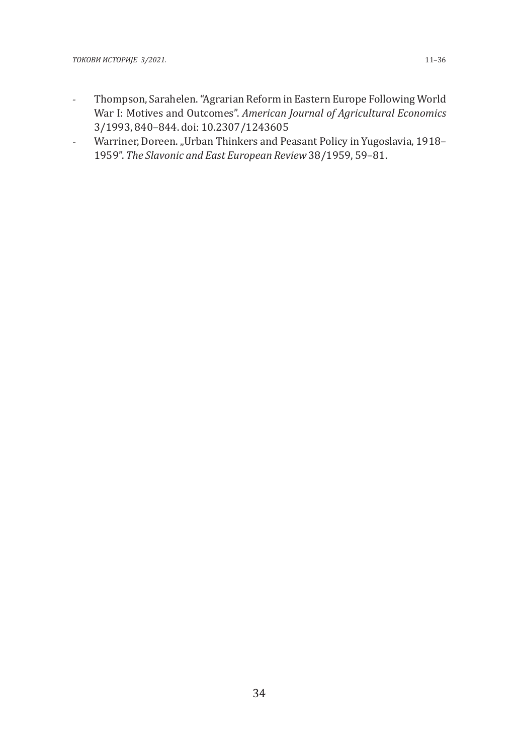- Thompson, Sarahelen. "Agrarian Reform in Eastern Europe Following World War I: Motives and Outcomes". *American Journal of Agricultural Economics* 3/1993, 840–844. doi: 10.2307/1243605
- Warriner, Doreen. „Urban Thinkers and Peasant Policy in Yugoslavia, 1918–1959". *The Slavonic and East European Review* 38/1959, 59–81.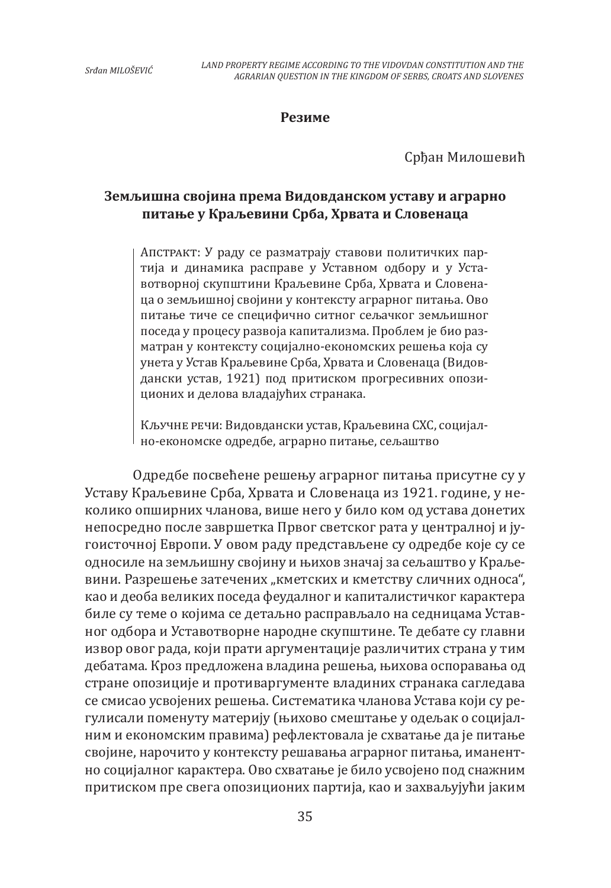## Резиме

Срђан Милошевић

### Земљишна својина према Видовданском уставу и аграрно питање у Краљевини Срба, Хрвата и Словенаца

> Апстракт: У раду се разматрају ставови политичких партија и динамика расправе у Уставном одбору и у Уставотворној скупштини Краљевине Срба, Хрвата и Словенаца о земљишној својини у контексту аграрног питања. Ово питање тиче се специфично ситног сељачког земљишног поседа у процесу развоја капитализма. Проблем је био разматран у контексту социјално-економских решења која су унета у Устав Краљевине Срба, Хрвата и Словенаца (Видовдански устав, 1921) под притиском прогресивних опозиционих и делова владајућих странака.
>
> Кључне речи: Видовдански устав, Краљевина СХС, социјално-економске одредбе, аграрно питање, сељаштво

Одредбе посвећене решењу аграрног питања присутне су у Уставу Краљевине Срба, Хрвата и Словенаца из 1921. године, у неколико опширних чланова, више него у било ком од устава донетих непосредно после завршетка Првог светског рата у централној и југоисточној Европи. У овом раду представљене су одредбе које су се односиле на земљишну својину и њихов значај за сељаштво у Краљевини. Разрешење затечених „кметских и кметству сличних односа“, као и деоба великих поседа феудалног и капиталистичког карактера биле су теме о којима се детаљно расправљало на седницама Уставног одбора и Уставотворне народне скупштине. Те дебате су главни извор овог рада, који прати аргументације различитих страна у тим дебатама. Кроз предложена владина решења, њихова оспоравања од стране опозиције и противаргументе владиних странака сагледава се смисао усвојених решења. Систематика чланова Устава који су регулисали поменуту материју (њихово смештање у одељак о социјалним и економским правима) рефлектовала је схватање да је питање својине, нарочито у контексту решавања аграрног питања, иманентно социјалног карактера. Ово схватање је било усвојено под снажним притиском пре свега опозиционих партија, као и захваљујући јаким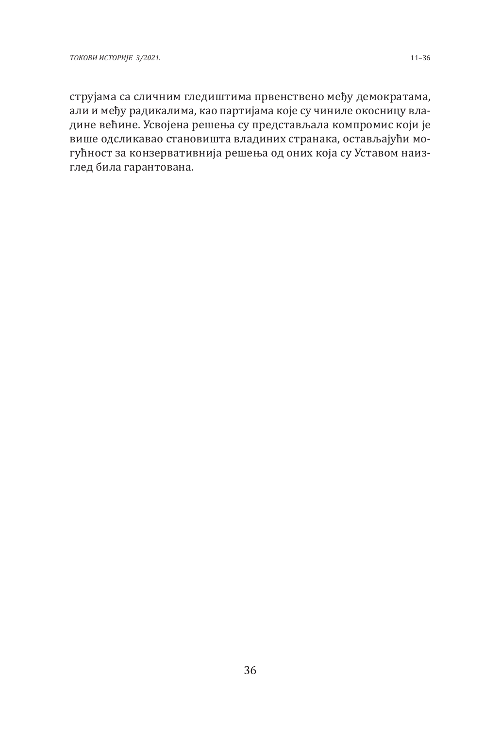струјама са сличним гледиштима првенствено међу демократама, али и међу радикалима, као партијама које су чиниле окосницу владине већине. Усвојена решења су представљала компромис који је више одсликавао становишта владиних странака, остављајући могућност за конзервативнија решења од оних која су Уставом наизглед била гарантована.